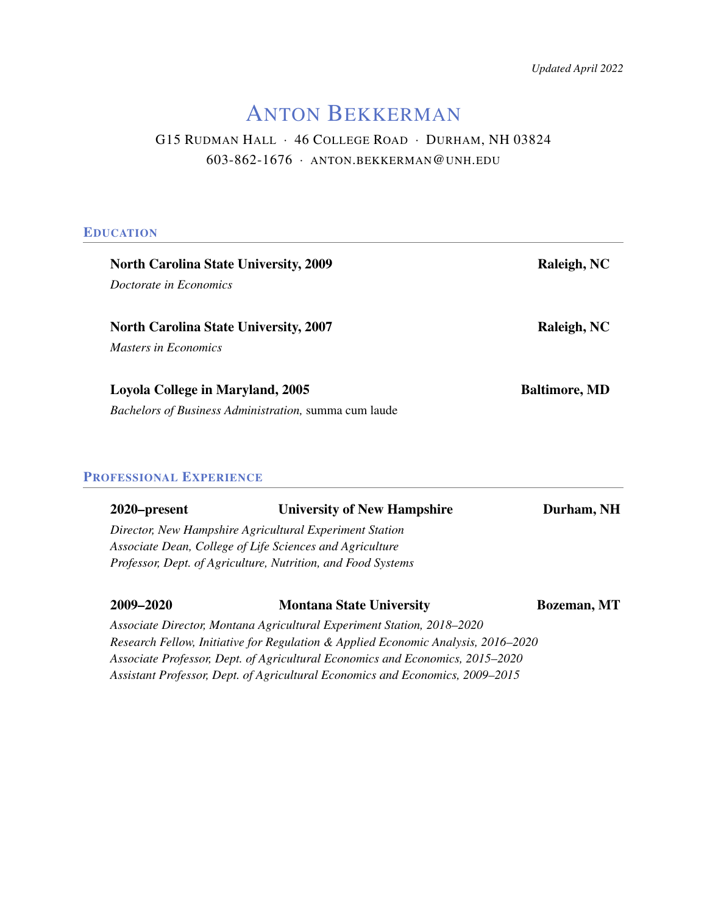*Updated April 2022*

# Anton Bekkerman

G15 Rudman Hall · 46 College Road · Durham, NH 03824
603-862-1676 · anton.bekkerman@unh.edu

## Education

**North Carolina State University, 2009** **Raleigh, NC**
*Doctorate in Economics*

**North Carolina State University, 2007** **Raleigh, NC**
*Masters in Economics*

**Loyola College in Maryland, 2005** **Baltimore, MD**
*Bachelors of Business Administration,* summa cum laude

## Professional Experience

**2020–present** **University of New Hampshire** **Durham, NH**
*Director, New Hampshire Agricultural Experiment Station*
*Associate Dean, College of Life Sciences and Agriculture*
*Professor, Dept. of Agriculture, Nutrition, and Food Systems*

**2009–2020** **Montana State University** **Bozeman, MT**
*Associate Director, Montana Agricultural Experiment Station, 2018–2020*
*Research Fellow, Initiative for Regulation & Applied Economic Analysis, 2016–2020*
*Associate Professor, Dept. of Agricultural Economics and Economics, 2015–2020*
*Assistant Professor, Dept. of Agricultural Economics and Economics, 2009–2015*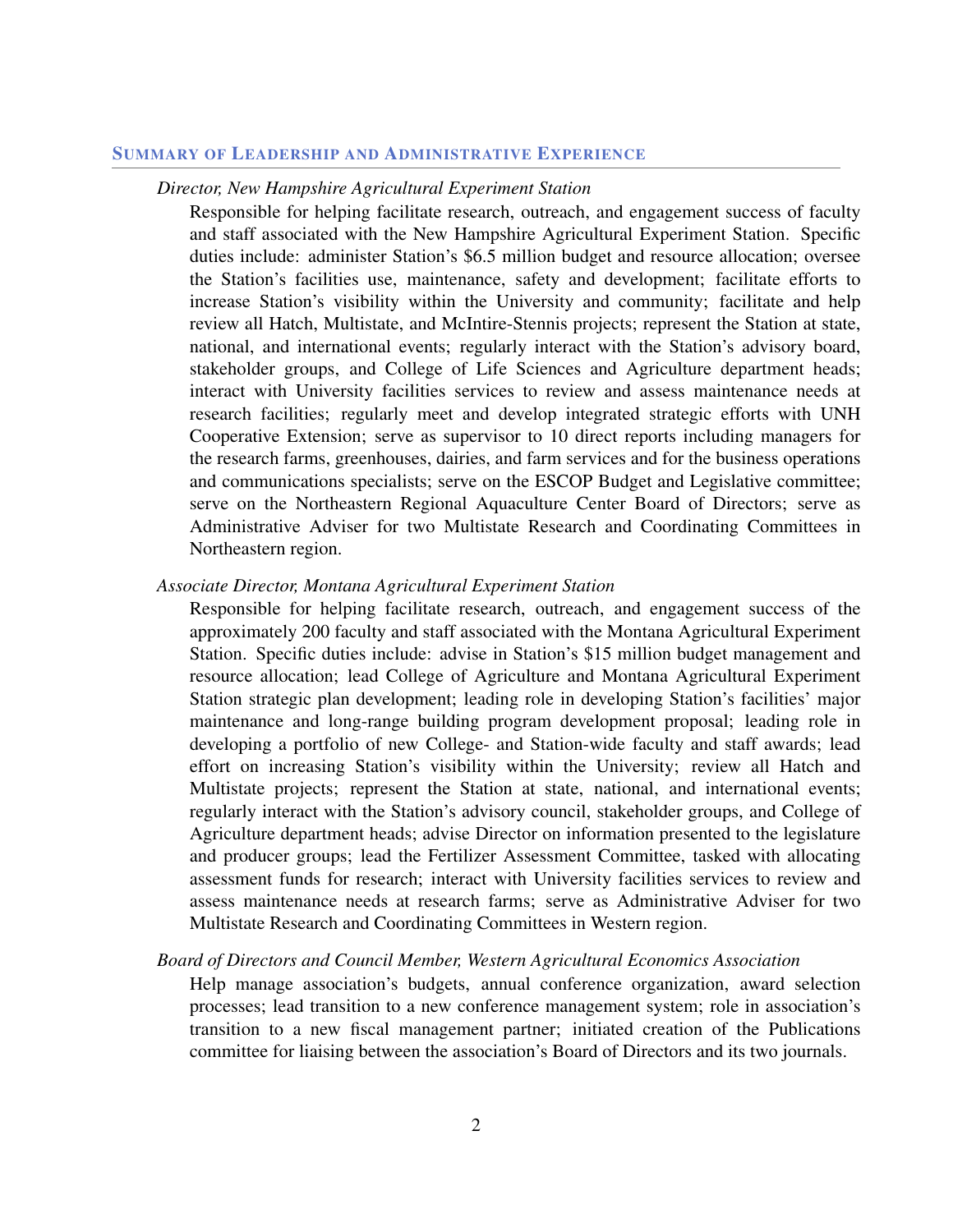## Summary of Leadership and Administrative Experience

*Director, New Hampshire Agricultural Experiment Station*

Responsible for helping facilitate research, outreach, and engagement success of faculty and staff associated with the New Hampshire Agricultural Experiment Station. Specific duties include: administer Station's $6.5 million budget and resource allocation; oversee the Station's facilities use, maintenance, safety and development; facilitate efforts to increase Station's visibility within the University and community; facilitate and help review all Hatch, Multistate, and McIntire-Stennis projects; represent the Station at state, national, and international events; regularly interact with the Station's advisory board, stakeholder groups, and College of Life Sciences and Agriculture department heads; interact with University facilities services to review and assess maintenance needs at research facilities; regularly meet and develop integrated strategic efforts with UNH Cooperative Extension; serve as supervisor to 10 direct reports including managers for the research farms, greenhouses, dairies, and farm services and for the business operations and communications specialists; serve on the ESCOP Budget and Legislative committee; serve on the Northeastern Regional Aquaculture Center Board of Directors; serve as Administrative Adviser for two Multistate Research and Coordinating Committees in Northeastern region.

*Associate Director, Montana Agricultural Experiment Station*

Responsible for helping facilitate research, outreach, and engagement success of the approximately 200 faculty and staff associated with the Montana Agricultural Experiment Station. Specific duties include: advise in Station's $15 million budget management and resource allocation; lead College of Agriculture and Montana Agricultural Experiment Station strategic plan development; leading role in developing Station's facilities' major maintenance and long-range building program development proposal; leading role in developing a portfolio of new College- and Station-wide faculty and staff awards; lead effort on increasing Station's visibility within the University; review all Hatch and Multistate projects; represent the Station at state, national, and international events; regularly interact with the Station's advisory council, stakeholder groups, and College of Agriculture department heads; advise Director on information presented to the legislature and producer groups; lead the Fertilizer Assessment Committee, tasked with allocating assessment funds for research; interact with University facilities services to review and assess maintenance needs at research farms; serve as Administrative Adviser for two Multistate Research and Coordinating Committees in Western region.

*Board of Directors and Council Member, Western Agricultural Economics Association*

Help manage association's budgets, annual conference organization, award selection processes; lead transition to a new conference management system; role in association's transition to a new fiscal management partner; initiated creation of the Publications committee for liaising between the association's Board of Directors and its two journals.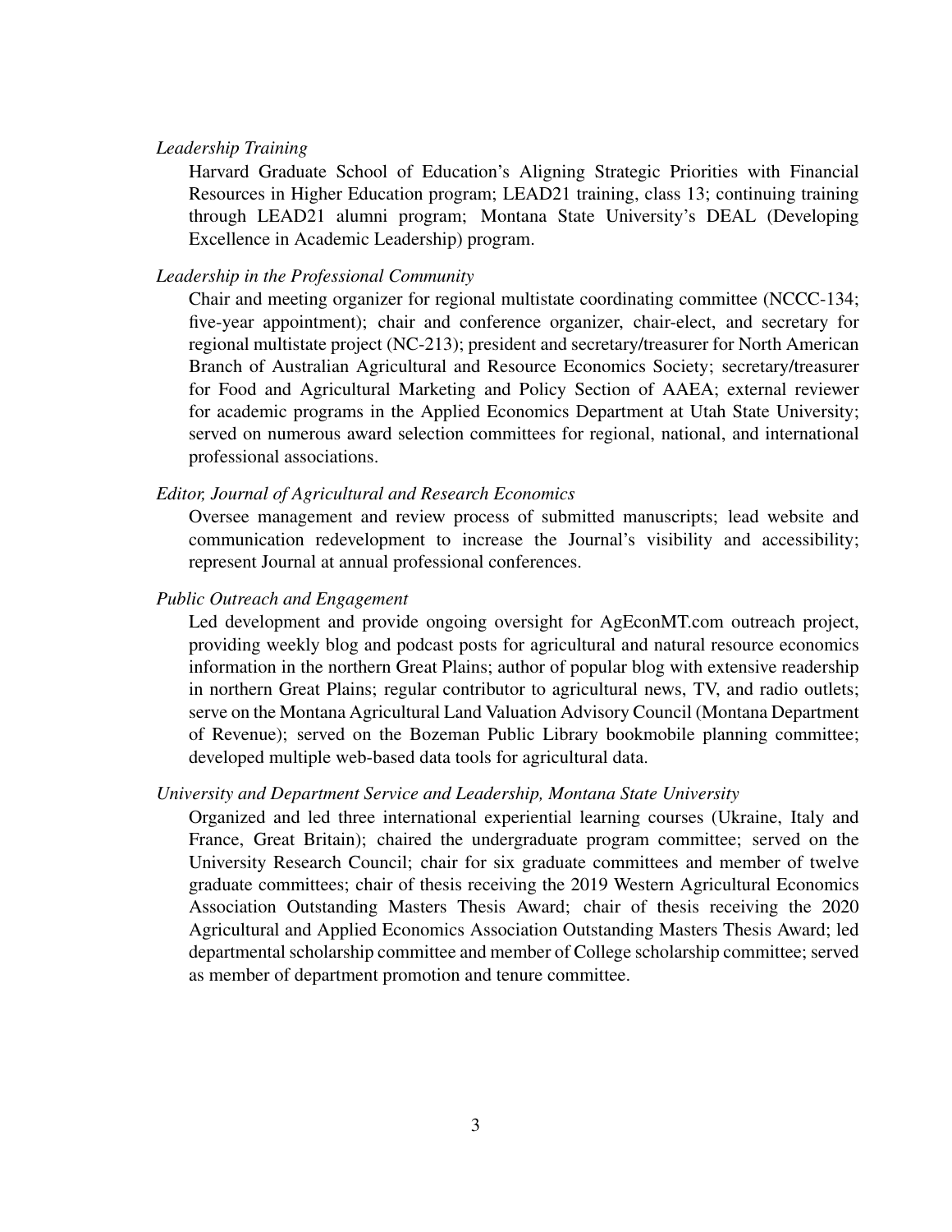*Leadership Training*

Harvard Graduate School of Education's Aligning Strategic Priorities with Financial Resources in Higher Education program; LEAD21 training, class 13; continuing training through LEAD21 alumni program; Montana State University's DEAL (Developing Excellence in Academic Leadership) program.

*Leadership in the Professional Community*

Chair and meeting organizer for regional multistate coordinating committee (NCCC-134; five-year appointment); chair and conference organizer, chair-elect, and secretary for regional multistate project (NC-213); president and secretary/treasurer for North American Branch of Australian Agricultural and Resource Economics Society; secretary/treasurer for Food and Agricultural Marketing and Policy Section of AAEA; external reviewer for academic programs in the Applied Economics Department at Utah State University; served on numerous award selection committees for regional, national, and international professional associations.

*Editor, Journal of Agricultural and Research Economics*

Oversee management and review process of submitted manuscripts; lead website and communication redevelopment to increase the Journal's visibility and accessibility; represent Journal at annual professional conferences.

*Public Outreach and Engagement*

Led development and provide ongoing oversight for AgEconMT.com outreach project, providing weekly blog and podcast posts for agricultural and natural resource economics information in the northern Great Plains; author of popular blog with extensive readership in northern Great Plains; regular contributor to agricultural news, TV, and radio outlets; serve on the Montana Agricultural Land Valuation Advisory Council (Montana Department of Revenue); served on the Bozeman Public Library bookmobile planning committee; developed multiple web-based data tools for agricultural data.

*University and Department Service and Leadership, Montana State University*

Organized and led three international experiential learning courses (Ukraine, Italy and France, Great Britain); chaired the undergraduate program committee; served on the University Research Council; chair for six graduate committees and member of twelve graduate committees; chair of thesis receiving the 2019 Western Agricultural Economics Association Outstanding Masters Thesis Award; chair of thesis receiving the 2020 Agricultural and Applied Economics Association Outstanding Masters Thesis Award; led departmental scholarship committee and member of College scholarship committee; served as member of department promotion and tenure committee.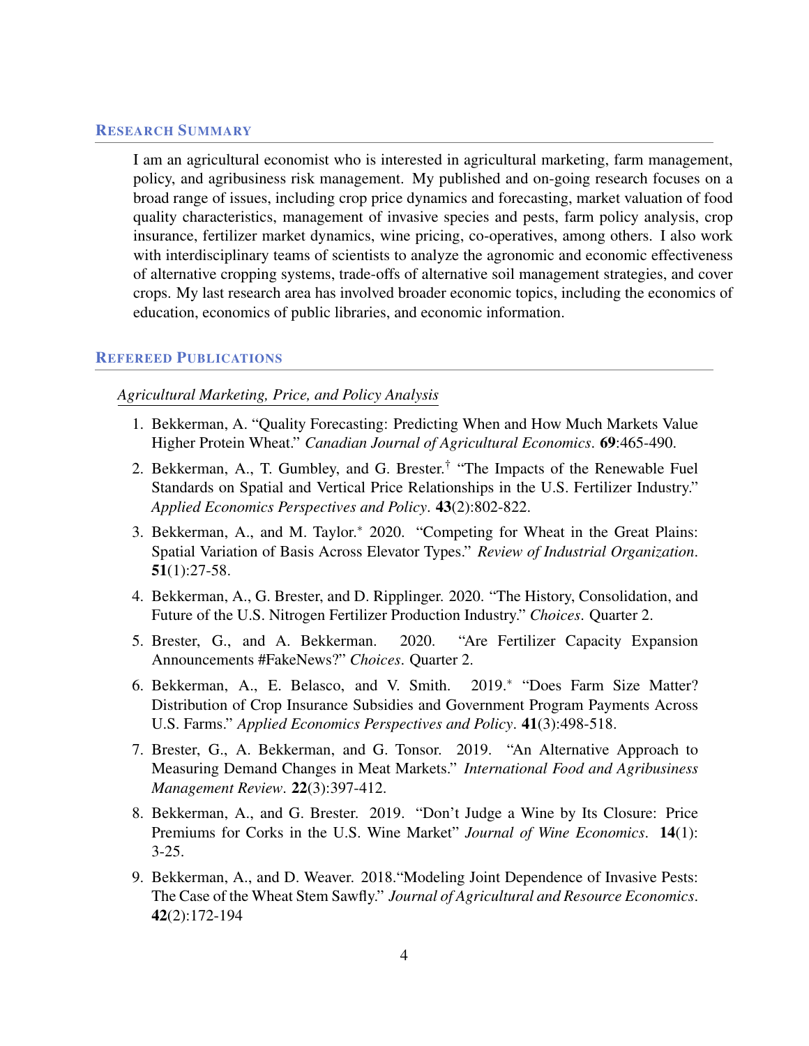## Research Summary

I am an agricultural economist who is interested in agricultural marketing, farm management, policy, and agribusiness risk management. My published and on-going research focuses on a broad range of issues, including crop price dynamics and forecasting, market valuation of food quality characteristics, management of invasive species and pests, farm policy analysis, crop insurance, fertilizer market dynamics, wine pricing, co-operatives, among others. I also work with interdisciplinary teams of scientists to analyze the agronomic and economic effectiveness of alternative cropping systems, trade-offs of alternative soil management strategies, and cover crops. My last research area has involved broader economic topics, including the economics of education, economics of public libraries, and economic information.

## Refereed Publications

*Agricultural Marketing, Price, and Policy Analysis*

1. Bekkerman, A. "Quality Forecasting: Predicting When and How Much Markets Value Higher Protein Wheat." *Canadian Journal of Agricultural Economics*. **69**:465-490.
2. Bekkerman, A., T. Gumbley, and G. Brester.[†] "The Impacts of the Renewable Fuel Standards on Spatial and Vertical Price Relationships in the U.S. Fertilizer Industry." *Applied Economics Perspectives and Policy*. **43**(2):802-822.
3. Bekkerman, A., and M. Taylor.[*] 2020. "Competing for Wheat in the Great Plains: Spatial Variation of Basis Across Elevator Types." *Review of Industrial Organization*. **51**(1):27-58.
4. Bekkerman, A., G. Brester, and D. Ripplinger. 2020. "The History, Consolidation, and Future of the U.S. Nitrogen Fertilizer Production Industry." *Choices*. Quarter 2.
5. Brester, G., and A. Bekkerman. 2020. "Are Fertilizer Capacity Expansion Announcements #FakeNews?" *Choices*. Quarter 2.
6. Bekkerman, A., E. Belasco, and V. Smith. 2019.[*] "Does Farm Size Matter? Distribution of Crop Insurance Subsidies and Government Program Payments Across U.S. Farms." *Applied Economics Perspectives and Policy*. **41**(3):498-518.
7. Brester, G., A. Bekkerman, and G. Tonsor. 2019. "An Alternative Approach to Measuring Demand Changes in Meat Markets." *International Food and Agribusiness Management Review*. **22**(3):397-412.
8. Bekkerman, A., and G. Brester. 2019. "Don't Judge a Wine by Its Closure: Price Premiums for Corks in the U.S. Wine Market" *Journal of Wine Economics*. **14**(1): 3-25.
9. Bekkerman, A., and D. Weaver. 2018."Modeling Joint Dependence of Invasive Pests: The Case of the Wheat Stem Sawfly." *Journal of Agricultural and Resource Economics*. **42**(2):172-194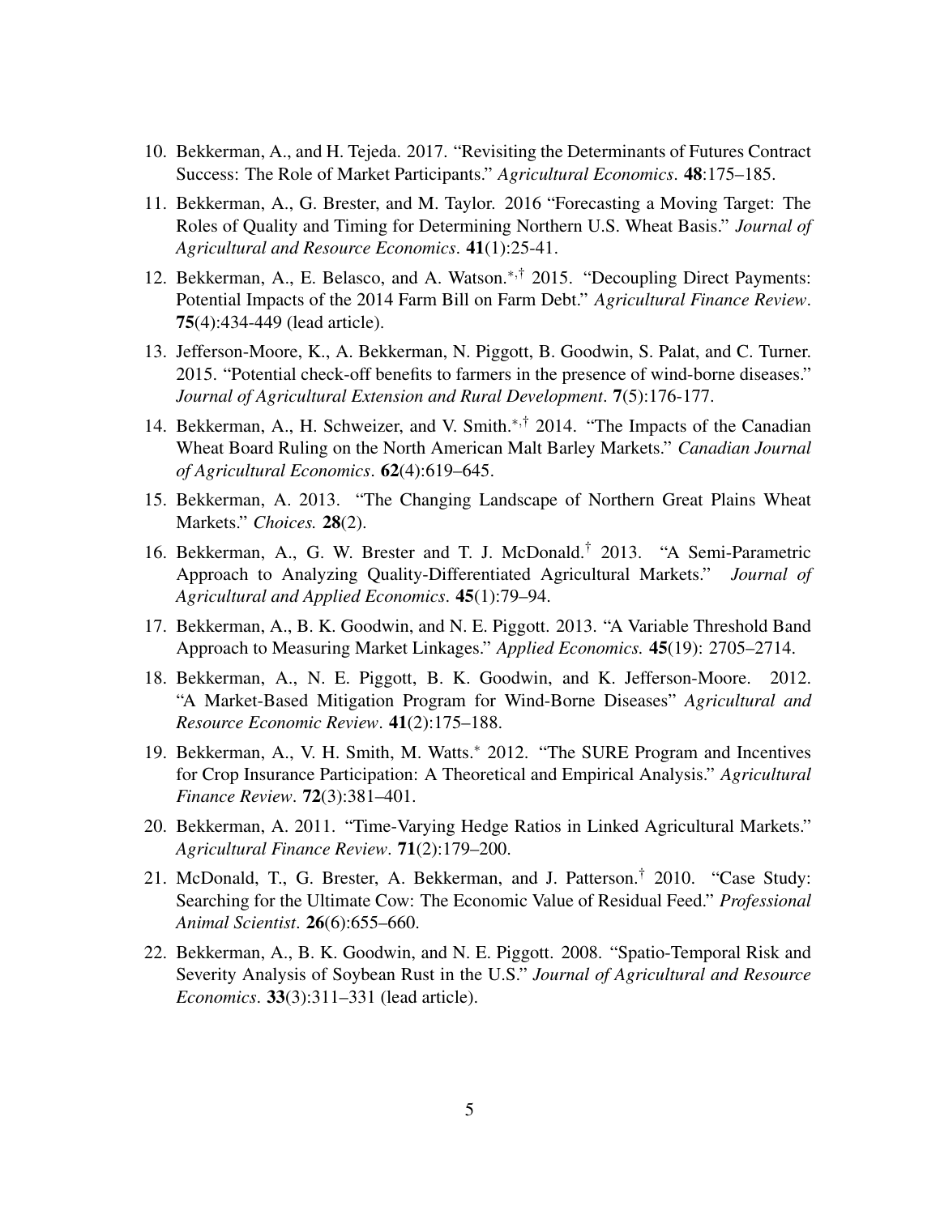10. Bekkerman, A., and H. Tejeda. 2017. "Revisiting the Determinants of Futures Contract Success: The Role of Market Participants." *Agricultural Economics*. **48**:175–185.

11. Bekkerman, A., G. Brester, and M. Taylor. 2016 "Forecasting a Moving Target: The Roles of Quality and Timing for Determining Northern U.S. Wheat Basis." *Journal of Agricultural and Resource Economics*. **41**(1):25-41.

12. Bekkerman, A., E. Belasco, and A. Watson.[*,†] 2015. "Decoupling Direct Payments: Potential Impacts of the 2014 Farm Bill on Farm Debt." *Agricultural Finance Review*. **75**(4):434-449 (lead article).

13. Jefferson-Moore, K., A. Bekkerman, N. Piggott, B. Goodwin, S. Palat, and C. Turner. 2015. "Potential check-off benefits to farmers in the presence of wind-borne diseases." *Journal of Agricultural Extension and Rural Development*. **7**(5):176-177.

14. Bekkerman, A., H. Schweizer, and V. Smith.[*,†] 2014. "The Impacts of the Canadian Wheat Board Ruling on the North American Malt Barley Markets." *Canadian Journal of Agricultural Economics*. **62**(4):619–645.

15. Bekkerman, A. 2013. "The Changing Landscape of Northern Great Plains Wheat Markets." *Choices.* **28**(2).

16. Bekkerman, A., G. W. Brester and T. J. McDonald.[†] 2013. "A Semi-Parametric Approach to Analyzing Quality-Differentiated Agricultural Markets." *Journal of Agricultural and Applied Economics*. **45**(1):79–94.

17. Bekkerman, A., B. K. Goodwin, and N. E. Piggott. 2013. "A Variable Threshold Band Approach to Measuring Market Linkages." *Applied Economics.* **45**(19): 2705–2714.

18. Bekkerman, A., N. E. Piggott, B. K. Goodwin, and K. Jefferson-Moore. 2012. "A Market-Based Mitigation Program for Wind-Borne Diseases" *Agricultural and Resource Economic Review*. **41**(2):175–188.

19. Bekkerman, A., V. H. Smith, M. Watts.[*] 2012. "The SURE Program and Incentives for Crop Insurance Participation: A Theoretical and Empirical Analysis." *Agricultural Finance Review*. **72**(3):381–401.

20. Bekkerman, A. 2011. "Time-Varying Hedge Ratios in Linked Agricultural Markets." *Agricultural Finance Review*. **71**(2):179–200.

21. McDonald, T., G. Brester, A. Bekkerman, and J. Patterson.[†] 2010. "Case Study: Searching for the Ultimate Cow: The Economic Value of Residual Feed." *Professional Animal Scientist*. **26**(6):655–660.

22. Bekkerman, A., B. K. Goodwin, and N. E. Piggott. 2008. "Spatio-Temporal Risk and Severity Analysis of Soybean Rust in the U.S." *Journal of Agricultural and Resource Economics*. **33**(3):311–331 (lead article).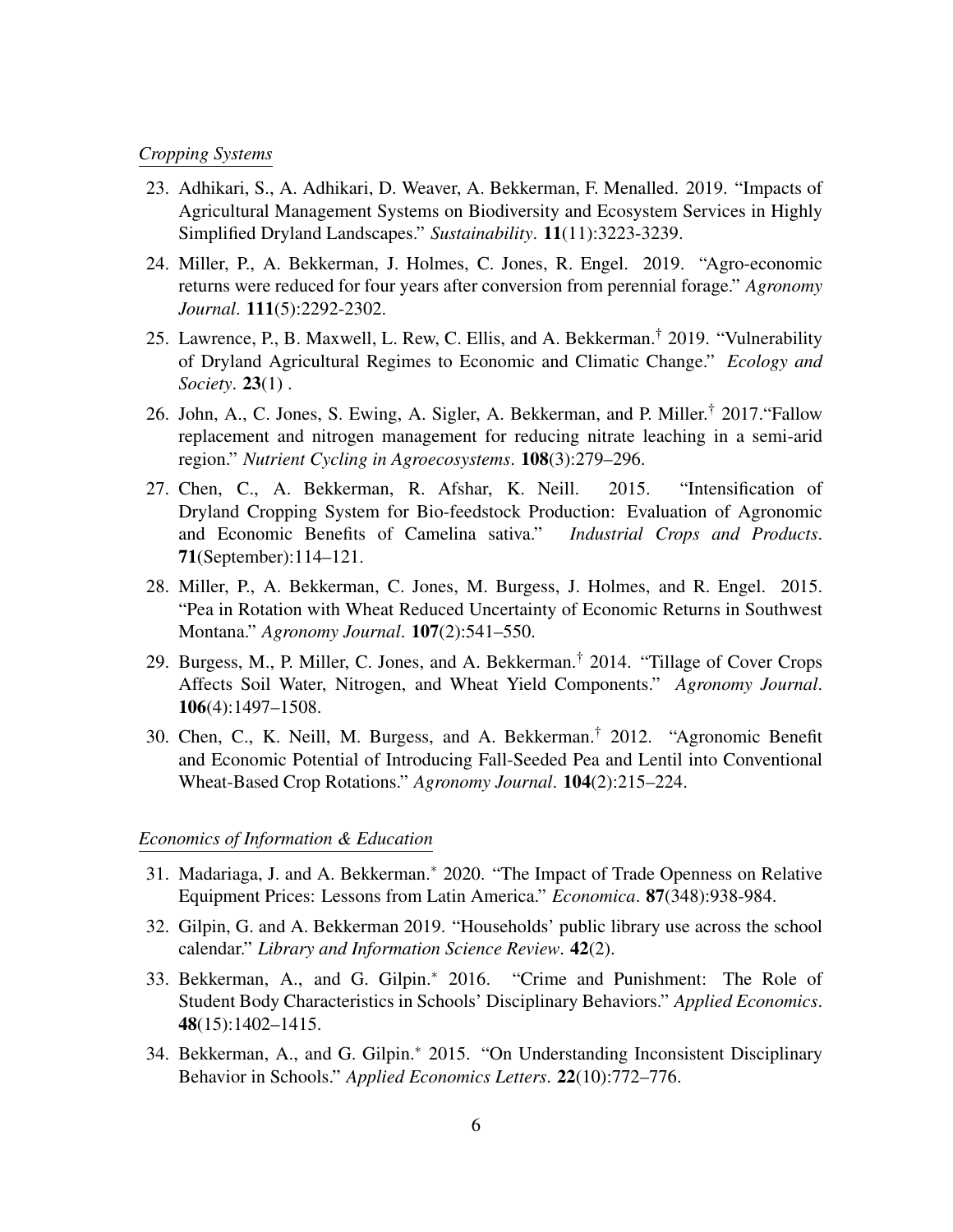*Cropping Systems*

23. Adhikari, S., A. Adhikari, D. Weaver, A. Bekkerman, F. Menalled. 2019. "Impacts of Agricultural Management Systems on Biodiversity and Ecosystem Services in Highly Simplified Dryland Landscapes." *Sustainability*. **11**(11):3223-3239.

24. Miller, P., A. Bekkerman, J. Holmes, C. Jones, R. Engel. 2019. "Agro-economic returns were reduced for four years after conversion from perennial forage." *Agronomy Journal*. **111**(5):2292-2302.

25. Lawrence, P., B. Maxwell, L. Rew, C. Ellis, and A. Bekkerman.[†] 2019. "Vulnerability of Dryland Agricultural Regimes to Economic and Climatic Change." *Ecology and Society*. **23**(1) .

26. John, A., C. Jones, S. Ewing, A. Sigler, A. Bekkerman, and P. Miller.[†] 2017."Fallow replacement and nitrogen management for reducing nitrate leaching in a semi-arid region." *Nutrient Cycling in Agroecosystems*. **108**(3):279–296.

27. Chen, C., A. Bekkerman, R. Afshar, K. Neill. 2015. "Intensification of Dryland Cropping System for Bio-feedstock Production: Evaluation of Agronomic and Economic Benefits of Camelina sativa." *Industrial Crops and Products*. **71**(September):114–121.

28. Miller, P., A. Bekkerman, C. Jones, M. Burgess, J. Holmes, and R. Engel. 2015. "Pea in Rotation with Wheat Reduced Uncertainty of Economic Returns in Southwest Montana." *Agronomy Journal*. **107**(2):541–550.

29. Burgess, M., P. Miller, C. Jones, and A. Bekkerman.[†] 2014. "Tillage of Cover Crops Affects Soil Water, Nitrogen, and Wheat Yield Components." *Agronomy Journal*. **106**(4):1497–1508.

30. Chen, C., K. Neill, M. Burgess, and A. Bekkerman.[†] 2012. "Agronomic Benefit and Economic Potential of Introducing Fall-Seeded Pea and Lentil into Conventional Wheat-Based Crop Rotations." *Agronomy Journal*. **104**(2):215–224.

*Economics of Information & Education*

31. Madariaga, J. and A. Bekkerman.[*] 2020. "The Impact of Trade Openness on Relative Equipment Prices: Lessons from Latin America." *Economica*. **87**(348):938-984.

32. Gilpin, G. and A. Bekkerman 2019. "Households' public library use across the school calendar." *Library and Information Science Review*. **42**(2).

33. Bekkerman, A., and G. Gilpin.[*] 2016. "Crime and Punishment: The Role of Student Body Characteristics in Schools' Disciplinary Behaviors." *Applied Economics*. **48**(15):1402–1415.

34. Bekkerman, A., and G. Gilpin.[*] 2015. "On Understanding Inconsistent Disciplinary Behavior in Schools." *Applied Economics Letters*. **22**(10):772–776.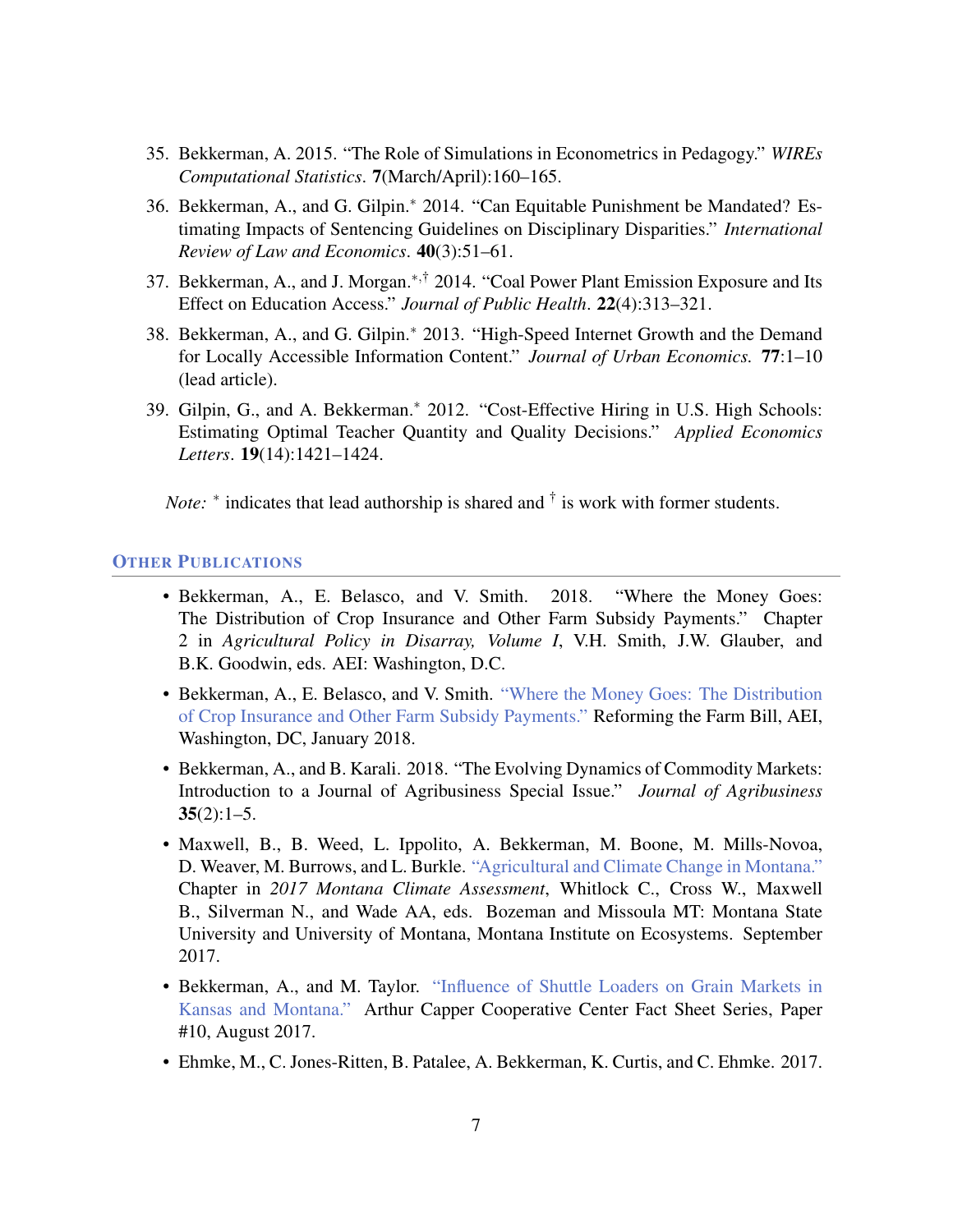35. Bekkerman, A. 2015. "The Role of Simulations in Econometrics in Pedagogy." *WIREs Computational Statistics*. **7**(March/April):160–165.

36. Bekkerman, A., and G. Gilpin.* 2014. "Can Equitable Punishment be Mandated? Estimating Impacts of Sentencing Guidelines on Disciplinary Disparities." *International Review of Law and Economics*. **40**(3):51–61.

37. Bekkerman, A., and J. Morgan.*,† 2014. "Coal Power Plant Emission Exposure and Its Effect on Education Access." *Journal of Public Health*. **22**(4):313–321.

38. Bekkerman, A., and G. Gilpin.* 2013. "High-Speed Internet Growth and the Demand for Locally Accessible Information Content." *Journal of Urban Economics*. **77**:1–10 (lead article).

39. Gilpin, G., and A. Bekkerman.* 2012. "Cost-Effective Hiring in U.S. High Schools: Estimating Optimal Teacher Quantity and Quality Decisions." *Applied Economics Letters*. **19**(14):1421–1424.

*Note:* * indicates that lead authorship is shared and † is work with former students.

## Other Publications

- Bekkerman, A., E. Belasco, and V. Smith. 2018. "Where the Money Goes: The Distribution of Crop Insurance and Other Farm Subsidy Payments." Chapter 2 in *Agricultural Policy in Disarray, Volume I*, V.H. Smith, J.W. Glauber, and B.K. Goodwin, eds. AEI: Washington, D.C.
- Bekkerman, A., E. Belasco, and V. Smith. "Where the Money Goes: The Distribution of Crop Insurance and Other Farm Subsidy Payments." Reforming the Farm Bill, AEI, Washington, DC, January 2018.
- Bekkerman, A., and B. Karali. 2018. "The Evolving Dynamics of Commodity Markets: Introduction to a Journal of Agribusiness Special Issue." *Journal of Agribusiness* **35**(2):1–5.
- Maxwell, B., B. Weed, L. Ippolito, A. Bekkerman, M. Boone, M. Mills-Novoa, D. Weaver, M. Burrows, and L. Burkle. "Agricultural and Climate Change in Montana." Chapter in *2017 Montana Climate Assessment*, Whitlock C., Cross W., Maxwell B., Silverman N., and Wade AA, eds. Bozeman and Missoula MT: Montana State University and University of Montana, Montana Institute on Ecosystems. September 2017.
- Bekkerman, A., and M. Taylor. "Influence of Shuttle Loaders on Grain Markets in Kansas and Montana." Arthur Capper Cooperative Center Fact Sheet Series, Paper #10, August 2017.
- Ehmke, M., C. Jones-Ritten, B. Patalee, A. Bekkerman, K. Curtis, and C. Ehmke. 2017.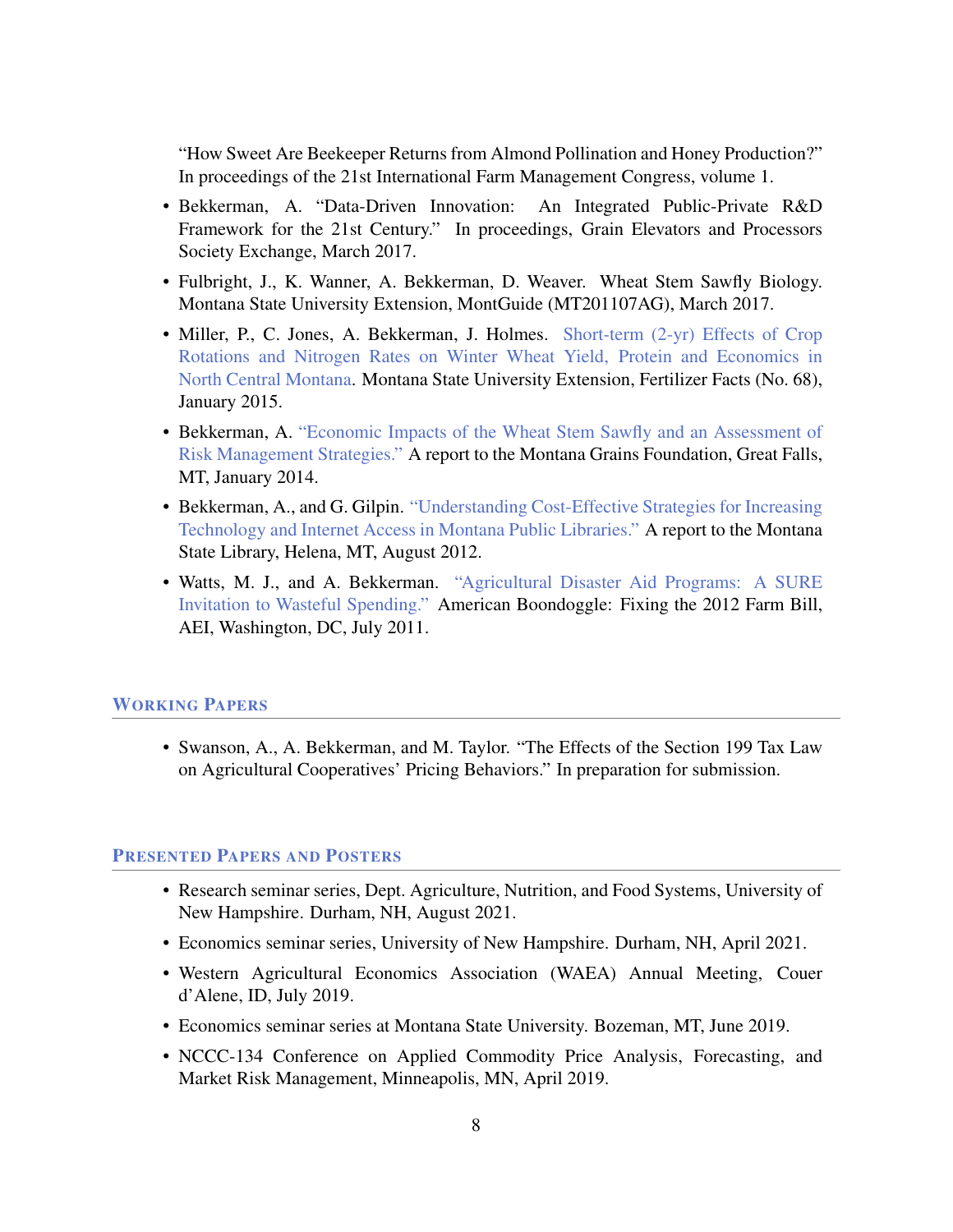"How Sweet Are Beekeeper Returns from Almond Pollination and Honey Production?" In proceedings of the 21st International Farm Management Congress, volume 1.

- Bekkerman, A. "Data-Driven Innovation: An Integrated Public-Private R&D Framework for the 21st Century." In proceedings, Grain Elevators and Processors Society Exchange, March 2017.
- Fulbright, J., K. Wanner, A. Bekkerman, D. Weaver. Wheat Stem Sawfly Biology. Montana State University Extension, MontGuide (MT201107AG), March 2017.
- Miller, P., C. Jones, A. Bekkerman, J. Holmes. Short-term (2-yr) Effects of Crop Rotations and Nitrogen Rates on Winter Wheat Yield, Protein and Economics in North Central Montana. Montana State University Extension, Fertilizer Facts (No. 68), January 2015.
- Bekkerman, A. "Economic Impacts of the Wheat Stem Sawfly and an Assessment of Risk Management Strategies." A report to the Montana Grains Foundation, Great Falls, MT, January 2014.
- Bekkerman, A., and G. Gilpin. "Understanding Cost-Effective Strategies for Increasing Technology and Internet Access in Montana Public Libraries." A report to the Montana State Library, Helena, MT, August 2012.
- Watts, M. J., and A. Bekkerman. "Agricultural Disaster Aid Programs: A SURE Invitation to Wasteful Spending." American Boondoggle: Fixing the 2012 Farm Bill, AEI, Washington, DC, July 2011.

## Working Papers

- Swanson, A., A. Bekkerman, and M. Taylor. "The Effects of the Section 199 Tax Law on Agricultural Cooperatives' Pricing Behaviors." In preparation for submission.

## Presented Papers and Posters

- Research seminar series, Dept. Agriculture, Nutrition, and Food Systems, University of New Hampshire. Durham, NH, August 2021.
- Economics seminar series, University of New Hampshire. Durham, NH, April 2021.
- Western Agricultural Economics Association (WAEA) Annual Meeting, Couer d'Alene, ID, July 2019.
- Economics seminar series at Montana State University. Bozeman, MT, June 2019.
- NCCC-134 Conference on Applied Commodity Price Analysis, Forecasting, and Market Risk Management, Minneapolis, MN, April 2019.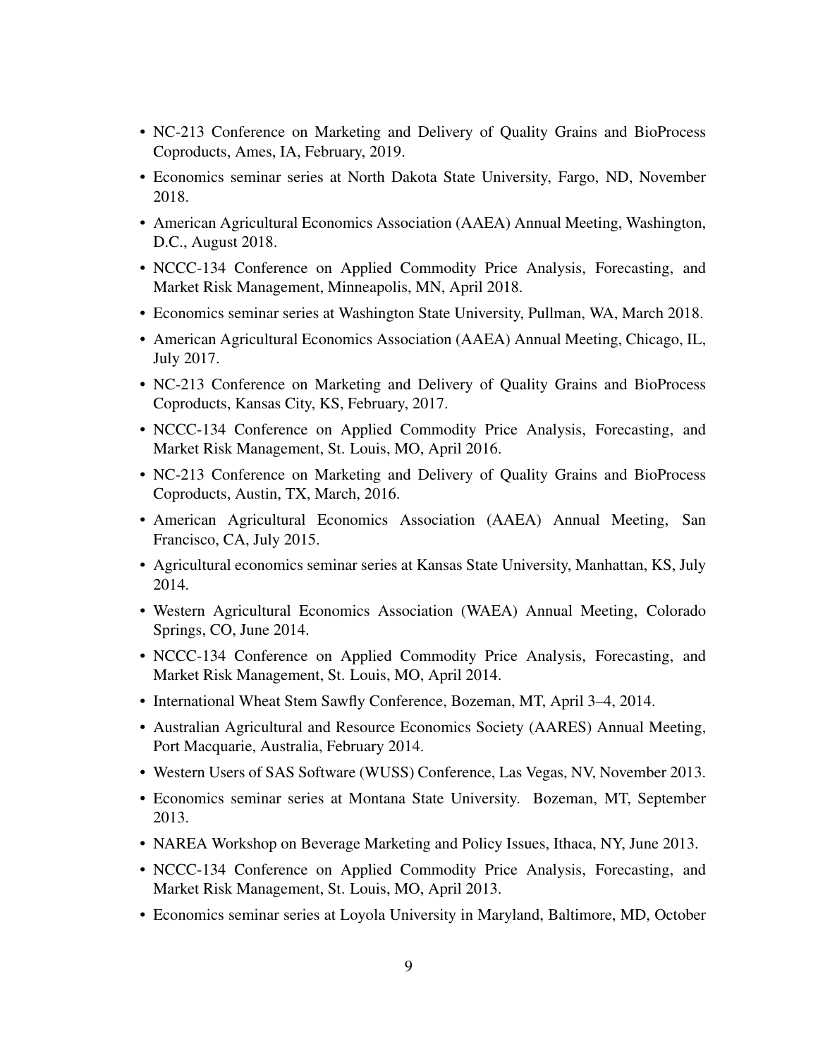- NC-213 Conference on Marketing and Delivery of Quality Grains and BioProcess Coproducts, Ames, IA, February, 2019.
- Economics seminar series at North Dakota State University, Fargo, ND, November 2018.
- American Agricultural Economics Association (AAEA) Annual Meeting, Washington, D.C., August 2018.
- NCCC-134 Conference on Applied Commodity Price Analysis, Forecasting, and Market Risk Management, Minneapolis, MN, April 2018.
- Economics seminar series at Washington State University, Pullman, WA, March 2018.
- American Agricultural Economics Association (AAEA) Annual Meeting, Chicago, IL, July 2017.
- NC-213 Conference on Marketing and Delivery of Quality Grains and BioProcess Coproducts, Kansas City, KS, February, 2017.
- NCCC-134 Conference on Applied Commodity Price Analysis, Forecasting, and Market Risk Management, St. Louis, MO, April 2016.
- NC-213 Conference on Marketing and Delivery of Quality Grains and BioProcess Coproducts, Austin, TX, March, 2016.
- American Agricultural Economics Association (AAEA) Annual Meeting, San Francisco, CA, July 2015.
- Agricultural economics seminar series at Kansas State University, Manhattan, KS, July 2014.
- Western Agricultural Economics Association (WAEA) Annual Meeting, Colorado Springs, CO, June 2014.
- NCCC-134 Conference on Applied Commodity Price Analysis, Forecasting, and Market Risk Management, St. Louis, MO, April 2014.
- International Wheat Stem Sawfly Conference, Bozeman, MT, April 3–4, 2014.
- Australian Agricultural and Resource Economics Society (AARES) Annual Meeting, Port Macquarie, Australia, February 2014.
- Western Users of SAS Software (WUSS) Conference, Las Vegas, NV, November 2013.
- Economics seminar series at Montana State University. Bozeman, MT, September 2013.
- NAREA Workshop on Beverage Marketing and Policy Issues, Ithaca, NY, June 2013.
- NCCC-134 Conference on Applied Commodity Price Analysis, Forecasting, and Market Risk Management, St. Louis, MO, April 2013.
- Economics seminar series at Loyola University in Maryland, Baltimore, MD, October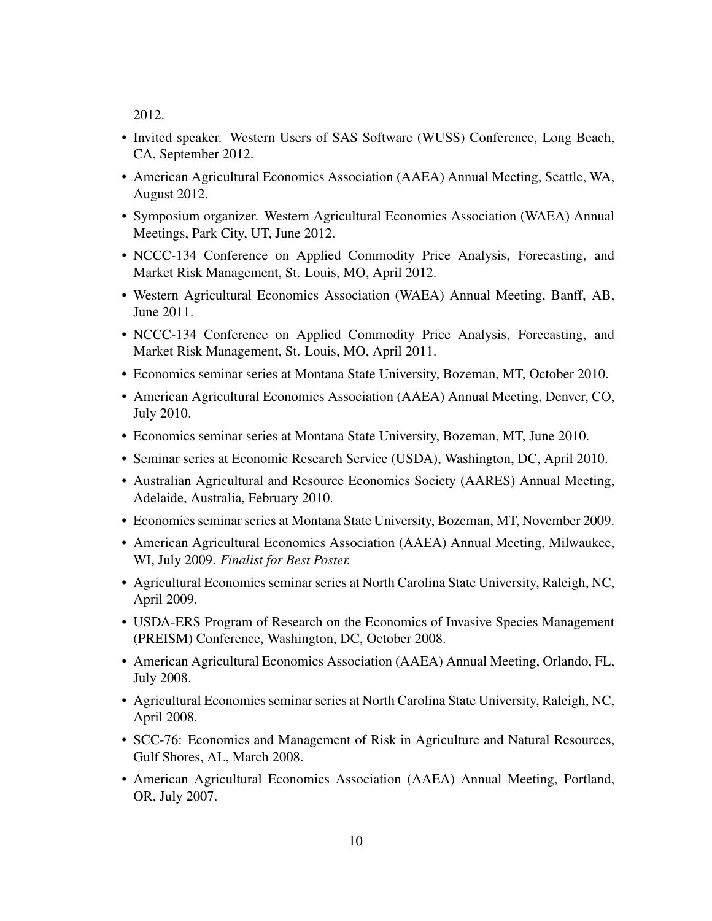2012.

- Invited speaker. Western Users of SAS Software (WUSS) Conference, Long Beach, CA, September 2012.
- American Agricultural Economics Association (AAEA) Annual Meeting, Seattle, WA, August 2012.
- Symposium organizer. Western Agricultural Economics Association (WAEA) Annual Meetings, Park City, UT, June 2012.
- NCCC-134 Conference on Applied Commodity Price Analysis, Forecasting, and Market Risk Management, St. Louis, MO, April 2012.
- Western Agricultural Economics Association (WAEA) Annual Meeting, Banff, AB, June 2011.
- NCCC-134 Conference on Applied Commodity Price Analysis, Forecasting, and Market Risk Management, St. Louis, MO, April 2011.
- Economics seminar series at Montana State University, Bozeman, MT, October 2010.
- American Agricultural Economics Association (AAEA) Annual Meeting, Denver, CO, July 2010.
- Economics seminar series at Montana State University, Bozeman, MT, June 2010.
- Seminar series at Economic Research Service (USDA), Washington, DC, April 2010.
- Australian Agricultural and Resource Economics Society (AARES) Annual Meeting, Adelaide, Australia, February 2010.
- Economics seminar series at Montana State University, Bozeman, MT, November 2009.
- American Agricultural Economics Association (AAEA) Annual Meeting, Milwaukee, WI, July 2009. *Finalist for Best Poster.*
- Agricultural Economics seminar series at North Carolina State University, Raleigh, NC, April 2009.
- USDA-ERS Program of Research on the Economics of Invasive Species Management (PREISM) Conference, Washington, DC, October 2008.
- American Agricultural Economics Association (AAEA) Annual Meeting, Orlando, FL, July 2008.
- Agricultural Economics seminar series at North Carolina State University, Raleigh, NC, April 2008.
- SCC-76: Economics and Management of Risk in Agriculture and Natural Resources, Gulf Shores, AL, March 2008.
- American Agricultural Economics Association (AAEA) Annual Meeting, Portland, OR, July 2007.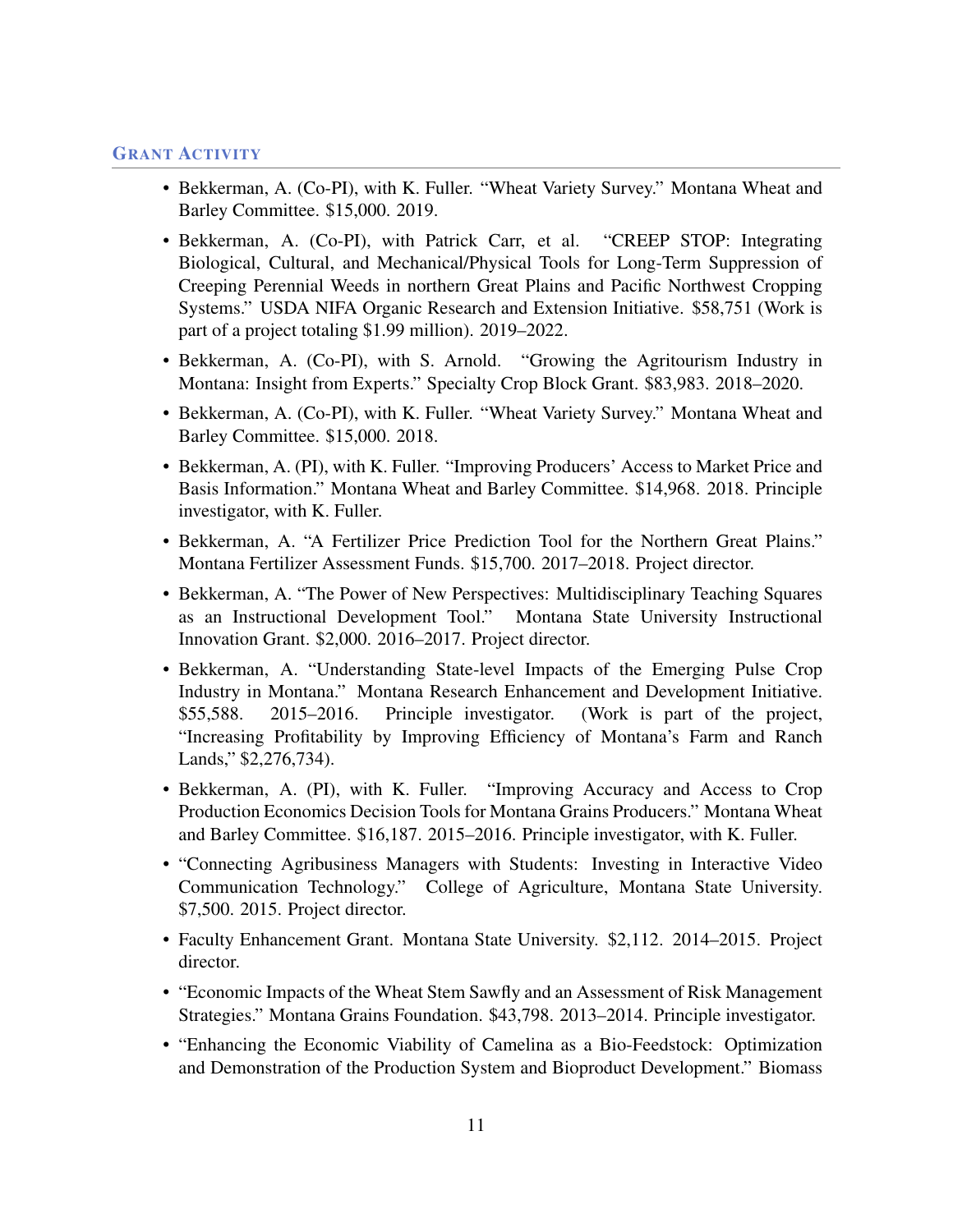## Grant Activity

- Bekkerman, A. (Co-PI), with K. Fuller. "Wheat Variety Survey." Montana Wheat and Barley Committee. $15,000. 2019.
- Bekkerman, A. (Co-PI), with Patrick Carr, et al. "CREEP STOP: Integrating Biological, Cultural, and Mechanical/Physical Tools for Long-Term Suppression of Creeping Perennial Weeds in northern Great Plains and Pacific Northwest Cropping Systems." USDA NIFA Organic Research and Extension Initiative. $58,751 (Work is part of a project totaling $1.99 million). 2019–2022.
- Bekkerman, A. (Co-PI), with S. Arnold. "Growing the Agritourism Industry in Montana: Insight from Experts." Specialty Crop Block Grant. $83,983. 2018–2020.
- Bekkerman, A. (Co-PI), with K. Fuller. "Wheat Variety Survey." Montana Wheat and Barley Committee. $15,000. 2018.
- Bekkerman, A. (PI), with K. Fuller. "Improving Producers' Access to Market Price and Basis Information." Montana Wheat and Barley Committee. $14,968. 2018. Principle investigator, with K. Fuller.
- Bekkerman, A. "A Fertilizer Price Prediction Tool for the Northern Great Plains." Montana Fertilizer Assessment Funds. $15,700. 2017–2018. Project director.
- Bekkerman, A. "The Power of New Perspectives: Multidisciplinary Teaching Squares as an Instructional Development Tool." Montana State University Instructional Innovation Grant. $2,000. 2016–2017. Project director.
- Bekkerman, A. "Understanding State-level Impacts of the Emerging Pulse Crop Industry in Montana." Montana Research Enhancement and Development Initiative. $55,588. 2015–2016. Principle investigator. (Work is part of the project, "Increasing Profitability by Improving Efficiency of Montana's Farm and Ranch Lands," $2,276,734).
- Bekkerman, A. (PI), with K. Fuller. "Improving Accuracy and Access to Crop Production Economics Decision Tools for Montana Grains Producers." Montana Wheat and Barley Committee. $16,187. 2015–2016. Principle investigator, with K. Fuller.
- "Connecting Agribusiness Managers with Students: Investing in Interactive Video Communication Technology." College of Agriculture, Montana State University. $7,500. 2015. Project director.
- Faculty Enhancement Grant. Montana State University. $2,112. 2014–2015. Project director.
- "Economic Impacts of the Wheat Stem Sawfly and an Assessment of Risk Management Strategies." Montana Grains Foundation. $43,798. 2013–2014. Principle investigator.
- "Enhancing the Economic Viability of Camelina as a Bio-Feedstock: Optimization and Demonstration of the Production System and Bioproduct Development." Biomass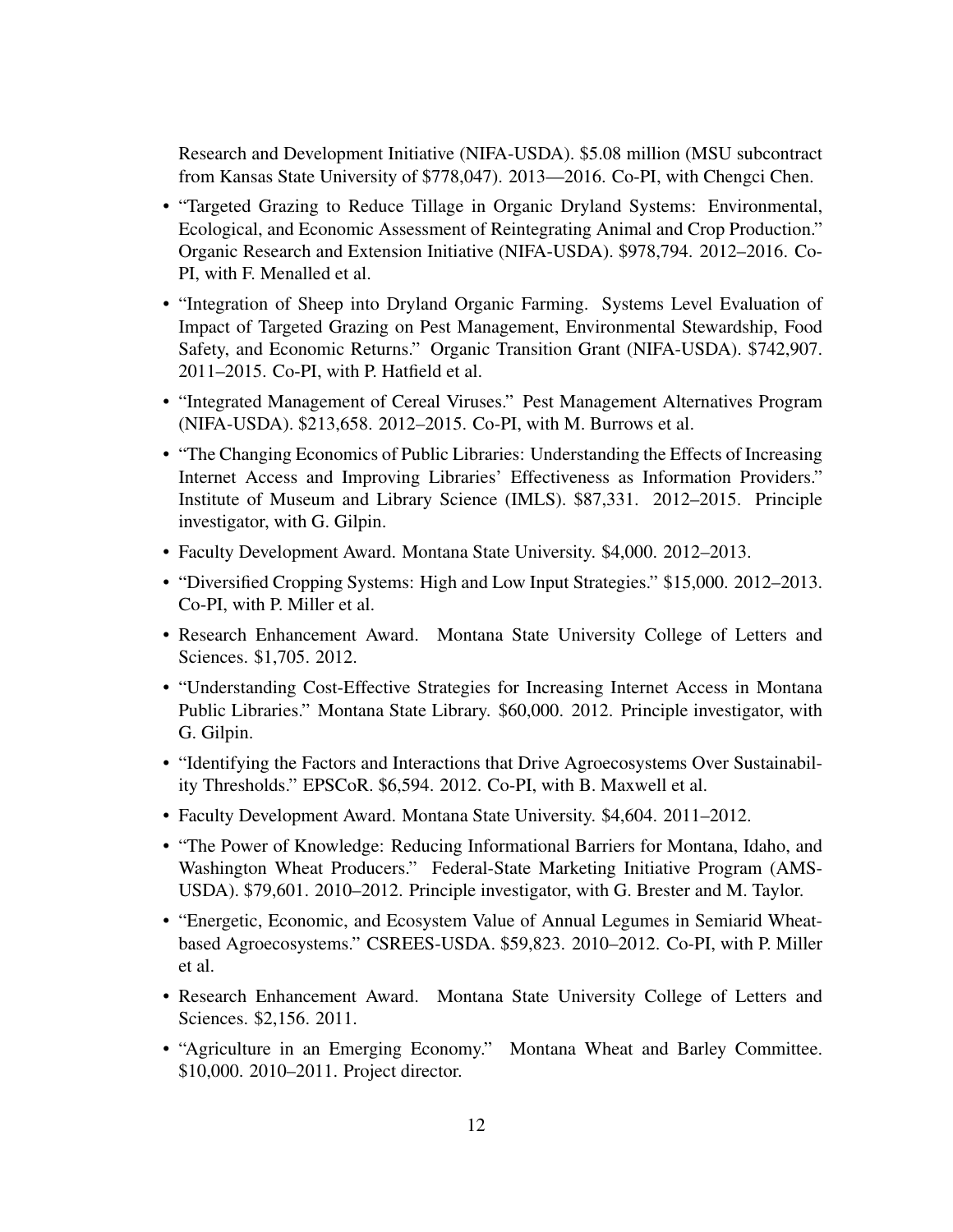Research and Development Initiative (NIFA-USDA). $5.08 million (MSU subcontract from Kansas State University of $778,047). 2013—2016. Co-PI, with Chengci Chen.

- "Targeted Grazing to Reduce Tillage in Organic Dryland Systems: Environmental, Ecological, and Economic Assessment of Reintegrating Animal and Crop Production." Organic Research and Extension Initiative (NIFA-USDA). $978,794. 2012–2016. Co-PI, with F. Menalled et al.
- "Integration of Sheep into Dryland Organic Farming. Systems Level Evaluation of Impact of Targeted Grazing on Pest Management, Environmental Stewardship, Food Safety, and Economic Returns." Organic Transition Grant (NIFA-USDA). $742,907. 2011–2015. Co-PI, with P. Hatfield et al.
- "Integrated Management of Cereal Viruses." Pest Management Alternatives Program (NIFA-USDA). $213,658. 2012–2015. Co-PI, with M. Burrows et al.
- "The Changing Economics of Public Libraries: Understanding the Effects of Increasing Internet Access and Improving Libraries' Effectiveness as Information Providers." Institute of Museum and Library Science (IMLS). $87,331. 2012–2015. Principle investigator, with G. Gilpin.
- Faculty Development Award. Montana State University. $4,000. 2012–2013.
- "Diversified Cropping Systems: High and Low Input Strategies." $15,000. 2012–2013. Co-PI, with P. Miller et al.
- Research Enhancement Award. Montana State University College of Letters and Sciences. $1,705. 2012.
- "Understanding Cost-Effective Strategies for Increasing Internet Access in Montana Public Libraries." Montana State Library. $60,000. 2012. Principle investigator, with G. Gilpin.
- "Identifying the Factors and Interactions that Drive Agroecosystems Over Sustainability Thresholds." EPSCoR. $6,594. 2012. Co-PI, with B. Maxwell et al.
- Faculty Development Award. Montana State University. $4,604. 2011–2012.
- "The Power of Knowledge: Reducing Informational Barriers for Montana, Idaho, and Washington Wheat Producers." Federal-State Marketing Initiative Program (AMS-USDA). $79,601. 2010–2012. Principle investigator, with G. Brester and M. Taylor.
- "Energetic, Economic, and Ecosystem Value of Annual Legumes in Semiarid Wheat-based Agroecosystems." CSREES-USDA. $59,823. 2010–2012. Co-PI, with P. Miller et al.
- Research Enhancement Award. Montana State University College of Letters and Sciences. $2,156. 2011.
- "Agriculture in an Emerging Economy." Montana Wheat and Barley Committee. $10,000. 2010–2011. Project director.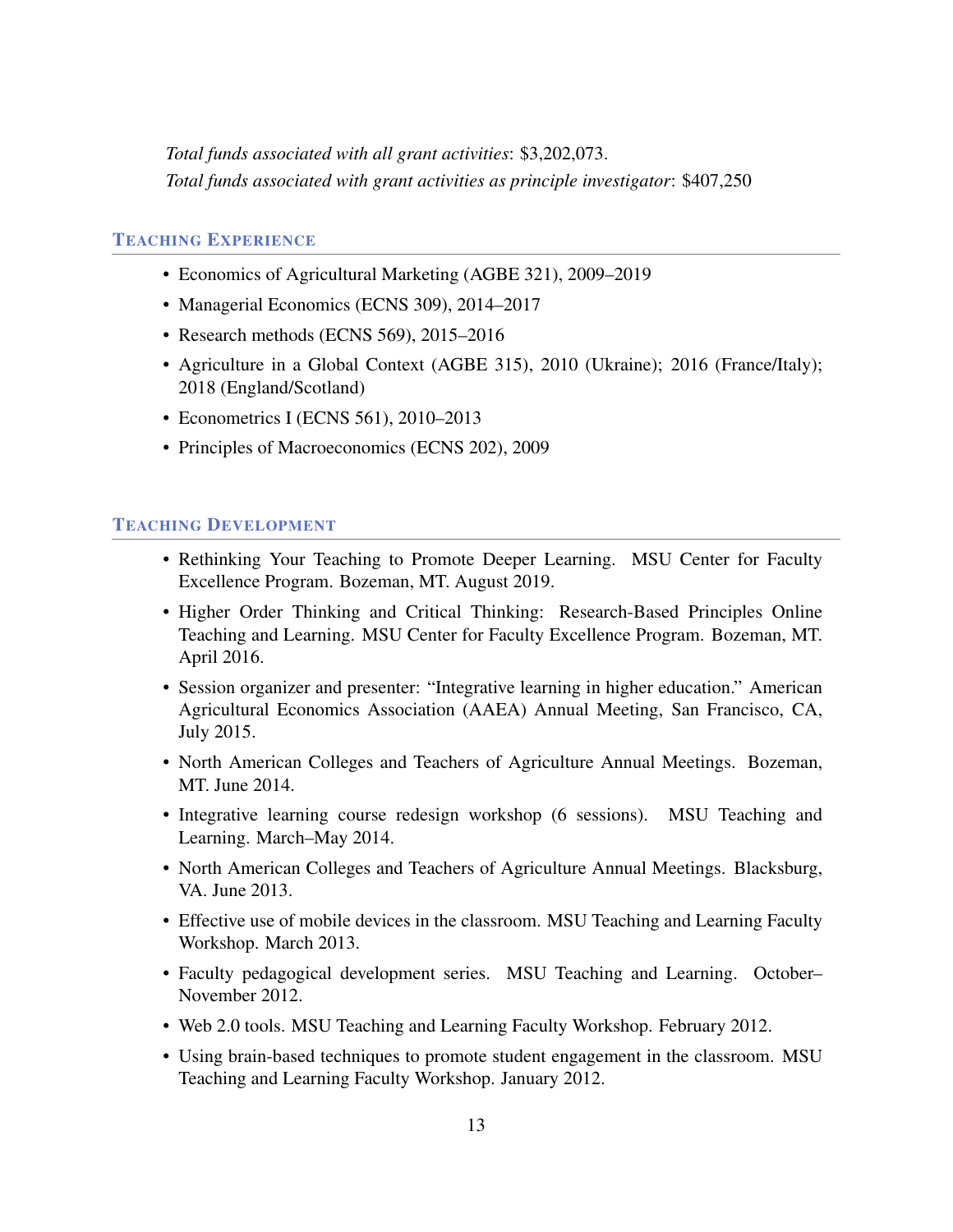*Total funds associated with all grant activities*: $3,202,073.

*Total funds associated with grant activities as principle investigator*: $407,250

## Teaching Experience

- Economics of Agricultural Marketing (AGBE 321), 2009–2019
- Managerial Economics (ECNS 309), 2014–2017
- Research methods (ECNS 569), 2015–2016
- Agriculture in a Global Context (AGBE 315), 2010 (Ukraine); 2016 (France/Italy); 2018 (England/Scotland)
- Econometrics I (ECNS 561), 2010–2013
- Principles of Macroeconomics (ECNS 202), 2009

## Teaching Development

- Rethinking Your Teaching to Promote Deeper Learning. MSU Center for Faculty Excellence Program. Bozeman, MT. August 2019.
- Higher Order Thinking and Critical Thinking: Research-Based Principles Online Teaching and Learning. MSU Center for Faculty Excellence Program. Bozeman, MT. April 2016.
- Session organizer and presenter: "Integrative learning in higher education." American Agricultural Economics Association (AAEA) Annual Meeting, San Francisco, CA, July 2015.
- North American Colleges and Teachers of Agriculture Annual Meetings. Bozeman, MT. June 2014.
- Integrative learning course redesign workshop (6 sessions). MSU Teaching and Learning. March–May 2014.
- North American Colleges and Teachers of Agriculture Annual Meetings. Blacksburg, VA. June 2013.
- Effective use of mobile devices in the classroom. MSU Teaching and Learning Faculty Workshop. March 2013.
- Faculty pedagogical development series. MSU Teaching and Learning. October–November 2012.
- Web 2.0 tools. MSU Teaching and Learning Faculty Workshop. February 2012.
- Using brain-based techniques to promote student engagement in the classroom. MSU Teaching and Learning Faculty Workshop. January 2012.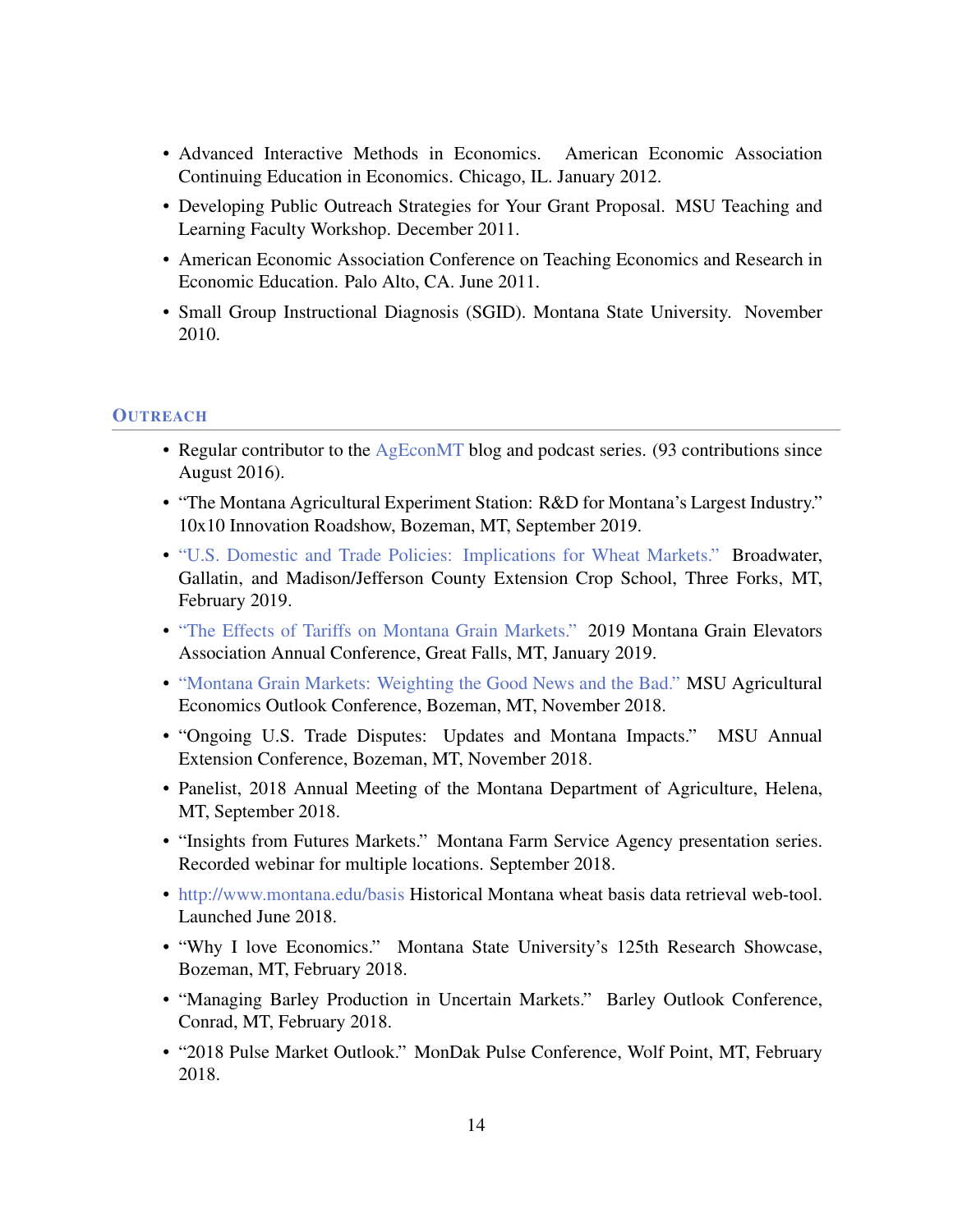- Advanced Interactive Methods in Economics. American Economic Association Continuing Education in Economics. Chicago, IL. January 2012.
- Developing Public Outreach Strategies for Your Grant Proposal. MSU Teaching and Learning Faculty Workshop. December 2011.
- American Economic Association Conference on Teaching Economics and Research in Economic Education. Palo Alto, CA. June 2011.
- Small Group Instructional Diagnosis (SGID). Montana State University. November 2010.

## OUTREACH

- Regular contributor to the AgEconMT blog and podcast series. (93 contributions since August 2016).
- "The Montana Agricultural Experiment Station: R&D for Montana's Largest Industry." 10x10 Innovation Roadshow, Bozeman, MT, September 2019.
- "U.S. Domestic and Trade Policies: Implications for Wheat Markets." Broadwater, Gallatin, and Madison/Jefferson County Extension Crop School, Three Forks, MT, February 2019.
- "The Effects of Tariffs on Montana Grain Markets." 2019 Montana Grain Elevators Association Annual Conference, Great Falls, MT, January 2019.
- "Montana Grain Markets: Weighting the Good News and the Bad." MSU Agricultural Economics Outlook Conference, Bozeman, MT, November 2018.
- "Ongoing U.S. Trade Disputes: Updates and Montana Impacts." MSU Annual Extension Conference, Bozeman, MT, November 2018.
- Panelist, 2018 Annual Meeting of the Montana Department of Agriculture, Helena, MT, September 2018.
- "Insights from Futures Markets." Montana Farm Service Agency presentation series. Recorded webinar for multiple locations. September 2018.
- http://www.montana.edu/basis Historical Montana wheat basis data retrieval web-tool. Launched June 2018.
- "Why I love Economics." Montana State University's 125th Research Showcase, Bozeman, MT, February 2018.
- "Managing Barley Production in Uncertain Markets." Barley Outlook Conference, Conrad, MT, February 2018.
- "2018 Pulse Market Outlook." MonDak Pulse Conference, Wolf Point, MT, February 2018.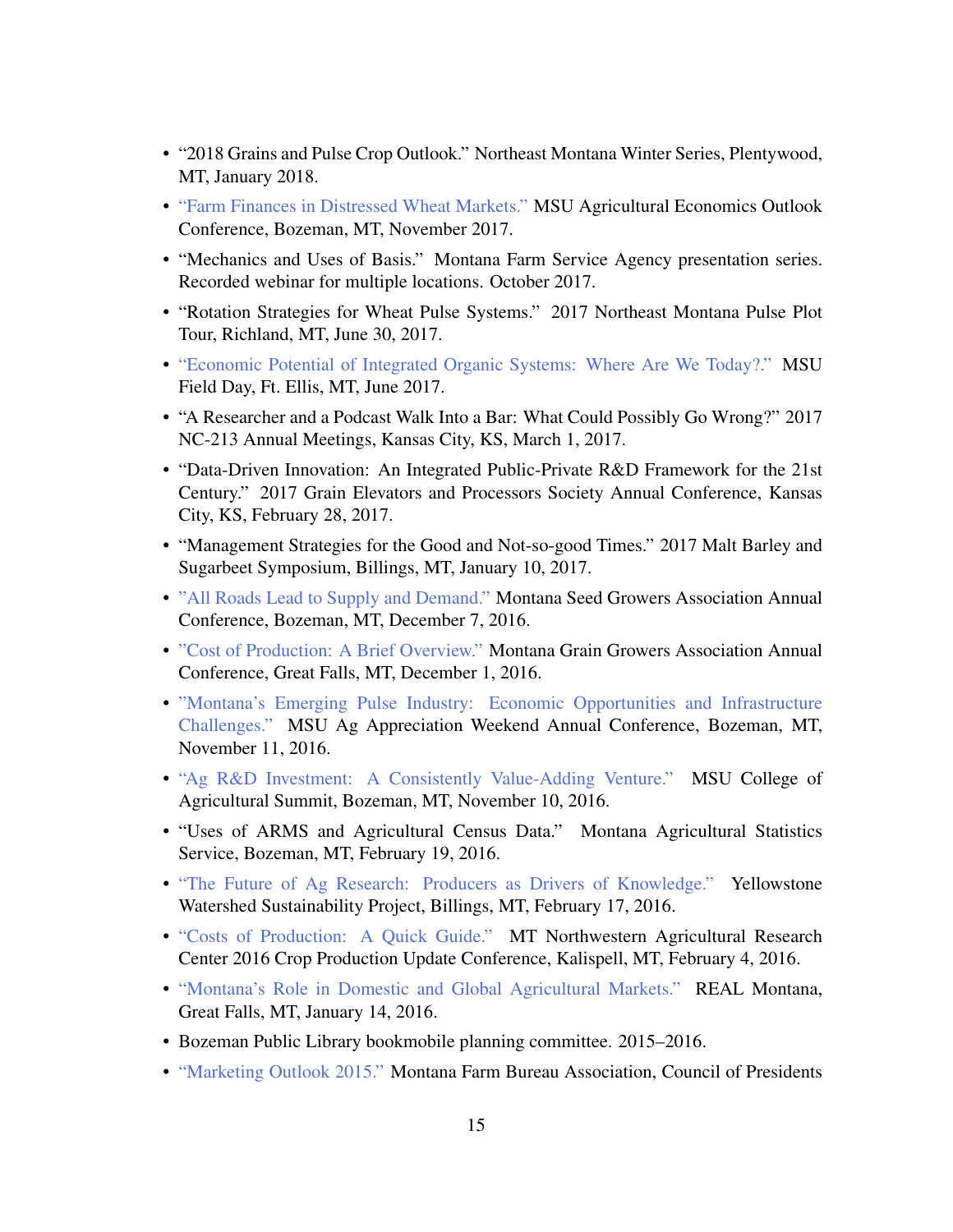- “2018 Grains and Pulse Crop Outlook.” Northeast Montana Winter Series, Plentywood, MT, January 2018.
- “Farm Finances in Distressed Wheat Markets.” MSU Agricultural Economics Outlook Conference, Bozeman, MT, November 2017.
- “Mechanics and Uses of Basis.” Montana Farm Service Agency presentation series. Recorded webinar for multiple locations. October 2017.
- “Rotation Strategies for Wheat Pulse Systems.” 2017 Northeast Montana Pulse Plot Tour, Richland, MT, June 30, 2017.
- “Economic Potential of Integrated Organic Systems: Where Are We Today?.” MSU Field Day, Ft. Ellis, MT, June 2017.
- “A Researcher and a Podcast Walk Into a Bar: What Could Possibly Go Wrong?” 2017 NC-213 Annual Meetings, Kansas City, KS, March 1, 2017.
- “Data-Driven Innovation: An Integrated Public-Private R&D Framework for the 21st Century.” 2017 Grain Elevators and Processors Society Annual Conference, Kansas City, KS, February 28, 2017.
- “Management Strategies for the Good and Not-so-good Times.” 2017 Malt Barley and Sugarbeet Symposium, Billings, MT, January 10, 2017.
- ”All Roads Lead to Supply and Demand.” Montana Seed Growers Association Annual Conference, Bozeman, MT, December 7, 2016.
- ”Cost of Production: A Brief Overview.” Montana Grain Growers Association Annual Conference, Great Falls, MT, December 1, 2016.
- ”Montana’s Emerging Pulse Industry: Economic Opportunities and Infrastructure Challenges.” MSU Ag Appreciation Weekend Annual Conference, Bozeman, MT, November 11, 2016.
- “Ag R&D Investment: A Consistently Value-Adding Venture.” MSU College of Agricultural Summit, Bozeman, MT, November 10, 2016.
- “Uses of ARMS and Agricultural Census Data.” Montana Agricultural Statistics Service, Bozeman, MT, February 19, 2016.
- “The Future of Ag Research: Producers as Drivers of Knowledge.” Yellowstone Watershed Sustainability Project, Billings, MT, February 17, 2016.
- “Costs of Production: A Quick Guide.” MT Northwestern Agricultural Research Center 2016 Crop Production Update Conference, Kalispell, MT, February 4, 2016.
- “Montana’s Role in Domestic and Global Agricultural Markets.” REAL Montana, Great Falls, MT, January 14, 2016.
- Bozeman Public Library bookmobile planning committee. 2015–2016.
- “Marketing Outlook 2015.” Montana Farm Bureau Association, Council of Presidents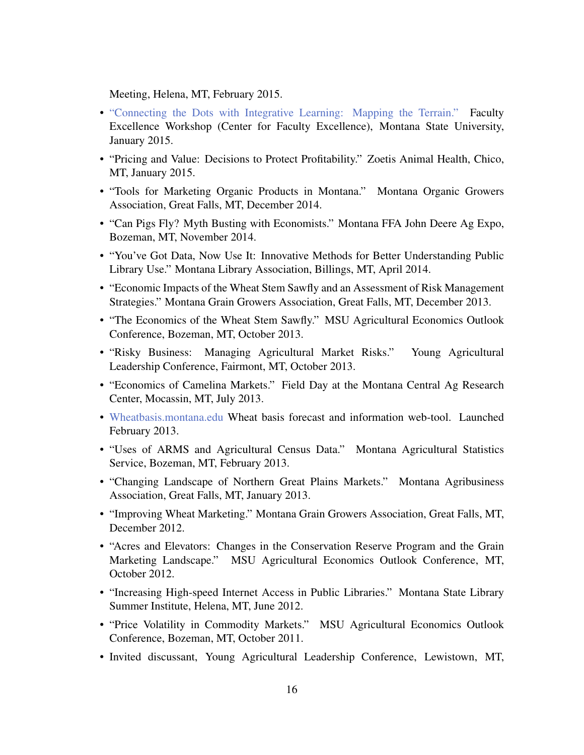Meeting, Helena, MT, February 2015.

- "Connecting the Dots with Integrative Learning: Mapping the Terrain." Faculty Excellence Workshop (Center for Faculty Excellence), Montana State University, January 2015.
- "Pricing and Value: Decisions to Protect Profitability." Zoetis Animal Health, Chico, MT, January 2015.
- "Tools for Marketing Organic Products in Montana." Montana Organic Growers Association, Great Falls, MT, December 2014.
- "Can Pigs Fly? Myth Busting with Economists." Montana FFA John Deere Ag Expo, Bozeman, MT, November 2014.
- "You've Got Data, Now Use It: Innovative Methods for Better Understanding Public Library Use." Montana Library Association, Billings, MT, April 2014.
- "Economic Impacts of the Wheat Stem Sawfly and an Assessment of Risk Management Strategies." Montana Grain Growers Association, Great Falls, MT, December 2013.
- "The Economics of the Wheat Stem Sawfly." MSU Agricultural Economics Outlook Conference, Bozeman, MT, October 2013.
- "Risky Business: Managing Agricultural Market Risks." Young Agricultural Leadership Conference, Fairmont, MT, October 2013.
- "Economics of Camelina Markets." Field Day at the Montana Central Ag Research Center, Mocassin, MT, July 2013.
- Wheatbasis.montana.edu Wheat basis forecast and information web-tool. Launched February 2013.
- "Uses of ARMS and Agricultural Census Data." Montana Agricultural Statistics Service, Bozeman, MT, February 2013.
- "Changing Landscape of Northern Great Plains Markets." Montana Agribusiness Association, Great Falls, MT, January 2013.
- "Improving Wheat Marketing." Montana Grain Growers Association, Great Falls, MT, December 2012.
- "Acres and Elevators: Changes in the Conservation Reserve Program and the Grain Marketing Landscape." MSU Agricultural Economics Outlook Conference, MT, October 2012.
- "Increasing High-speed Internet Access in Public Libraries." Montana State Library Summer Institute, Helena, MT, June 2012.
- "Price Volatility in Commodity Markets." MSU Agricultural Economics Outlook Conference, Bozeman, MT, October 2011.
- Invited discussant, Young Agricultural Leadership Conference, Lewistown, MT,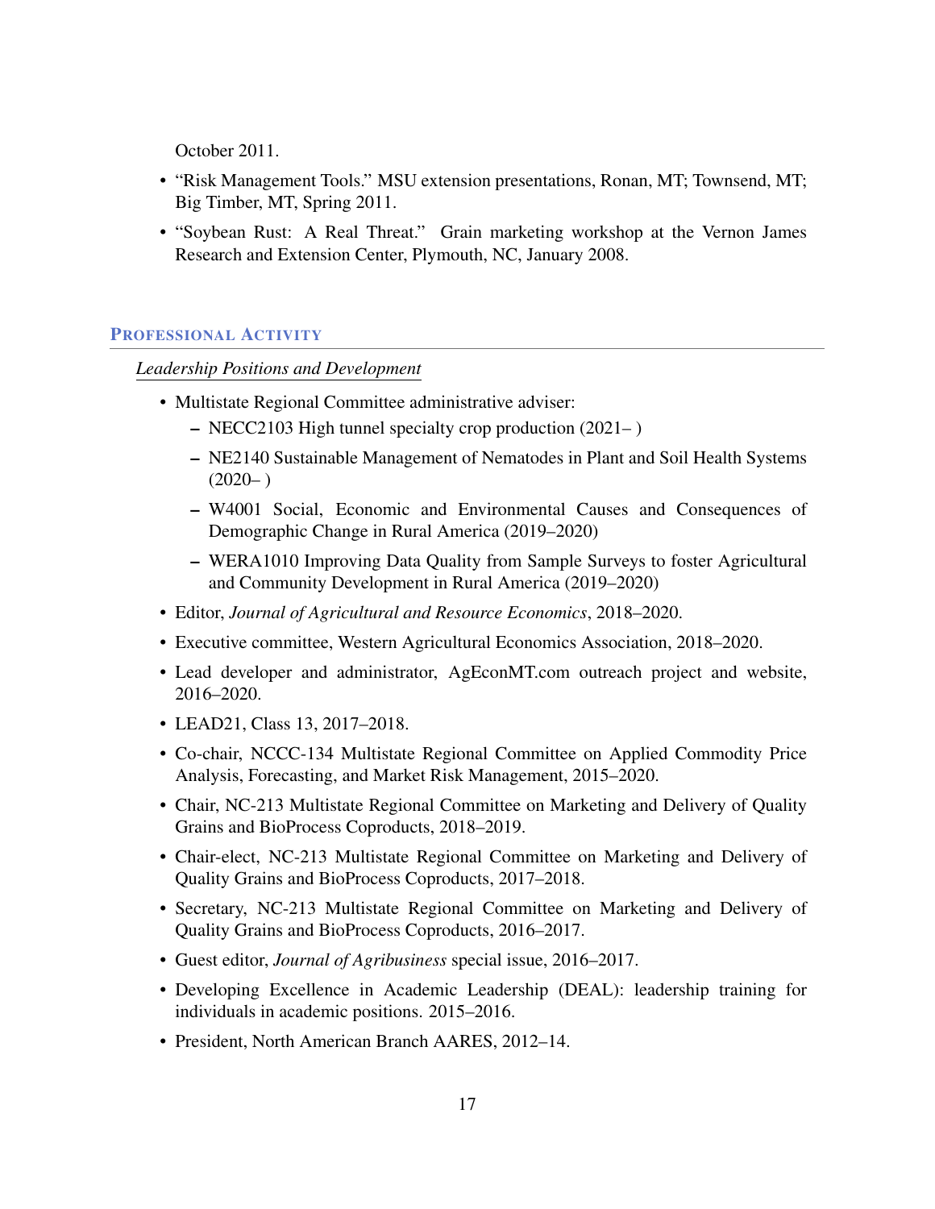October 2011.

- "Risk Management Tools." MSU extension presentations, Ronan, MT; Townsend, MT; Big Timber, MT, Spring 2011.
- "Soybean Rust: A Real Threat." Grain marketing workshop at the Vernon James Research and Extension Center, Plymouth, NC, January 2008.

## Professional Activity

*Leadership Positions and Development*

- Multistate Regional Committee administrative adviser:
  - NECC2103 High tunnel specialty crop production (2021– )
  - NE2140 Sustainable Management of Nematodes in Plant and Soil Health Systems (2020– )
  - W4001 Social, Economic and Environmental Causes and Consequences of Demographic Change in Rural America (2019–2020)
  - WERA1010 Improving Data Quality from Sample Surveys to foster Agricultural and Community Development in Rural America (2019–2020)
- Editor, *Journal of Agricultural and Resource Economics*, 2018–2020.
- Executive committee, Western Agricultural Economics Association, 2018–2020.
- Lead developer and administrator, AgEconMT.com outreach project and website, 2016–2020.
- LEAD21, Class 13, 2017–2018.
- Co-chair, NCCC-134 Multistate Regional Committee on Applied Commodity Price Analysis, Forecasting, and Market Risk Management, 2015–2020.
- Chair, NC-213 Multistate Regional Committee on Marketing and Delivery of Quality Grains and BioProcess Coproducts, 2018–2019.
- Chair-elect, NC-213 Multistate Regional Committee on Marketing and Delivery of Quality Grains and BioProcess Coproducts, 2017–2018.
- Secretary, NC-213 Multistate Regional Committee on Marketing and Delivery of Quality Grains and BioProcess Coproducts, 2016–2017.
- Guest editor, *Journal of Agribusiness* special issue, 2016–2017.
- Developing Excellence in Academic Leadership (DEAL): leadership training for individuals in academic positions. 2015–2016.
- President, North American Branch AARES, 2012–14.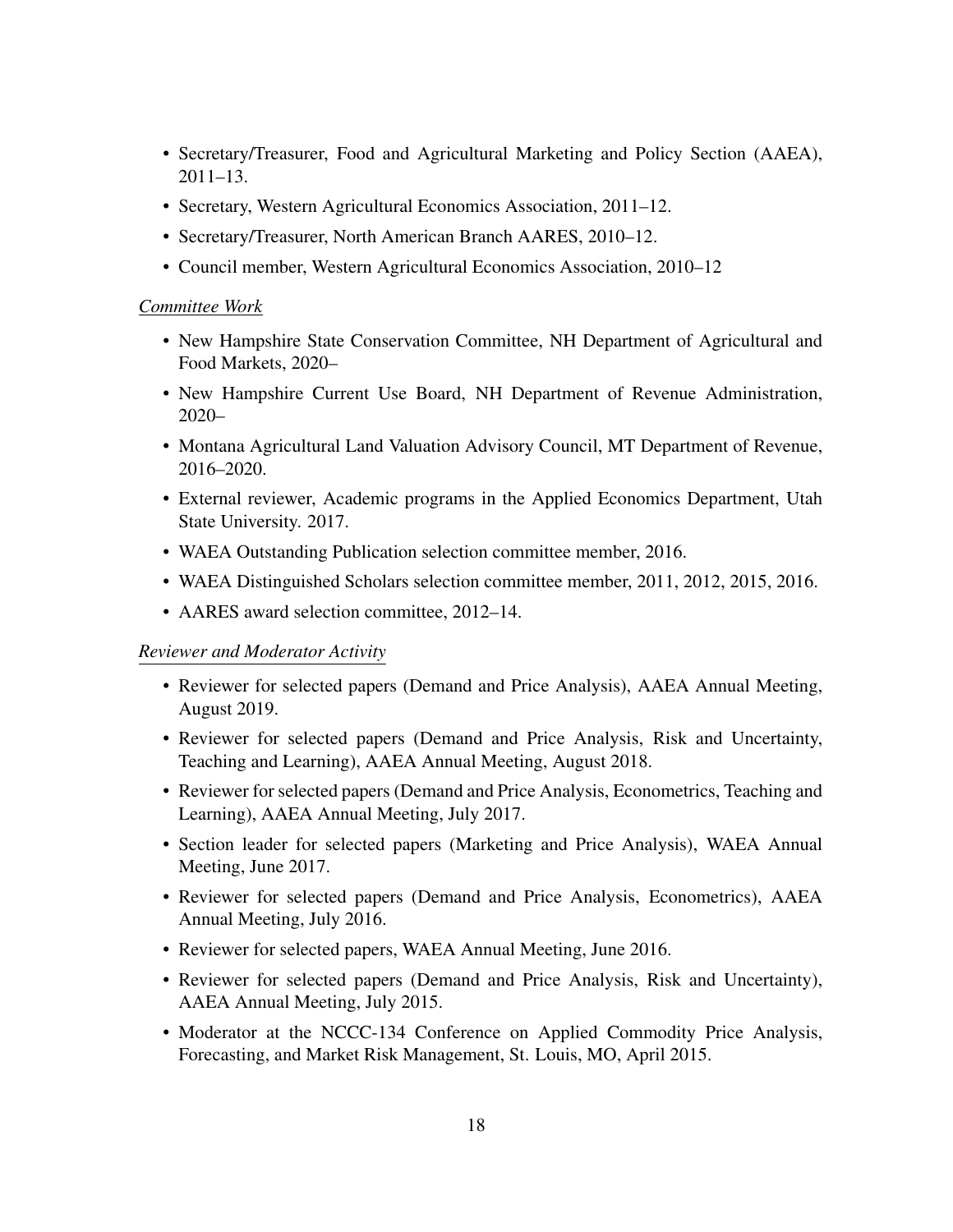- Secretary/Treasurer, Food and Agricultural Marketing and Policy Section (AAEA), 2011–13.
- Secretary, Western Agricultural Economics Association, 2011–12.
- Secretary/Treasurer, North American Branch AARES, 2010–12.
- Council member, Western Agricultural Economics Association, 2010–12

*Committee Work*

- New Hampshire State Conservation Committee, NH Department of Agricultural and Food Markets, 2020–
- New Hampshire Current Use Board, NH Department of Revenue Administration, 2020–
- Montana Agricultural Land Valuation Advisory Council, MT Department of Revenue, 2016–2020.
- External reviewer, Academic programs in the Applied Economics Department, Utah State University. 2017.
- WAEA Outstanding Publication selection committee member, 2016.
- WAEA Distinguished Scholars selection committee member, 2011, 2012, 2015, 2016.
- AARES award selection committee, 2012–14.

*Reviewer and Moderator Activity*

- Reviewer for selected papers (Demand and Price Analysis), AAEA Annual Meeting, August 2019.
- Reviewer for selected papers (Demand and Price Analysis, Risk and Uncertainty, Teaching and Learning), AAEA Annual Meeting, August 2018.
- Reviewer for selected papers (Demand and Price Analysis, Econometrics, Teaching and Learning), AAEA Annual Meeting, July 2017.
- Section leader for selected papers (Marketing and Price Analysis), WAEA Annual Meeting, June 2017.
- Reviewer for selected papers (Demand and Price Analysis, Econometrics), AAEA Annual Meeting, July 2016.
- Reviewer for selected papers, WAEA Annual Meeting, June 2016.
- Reviewer for selected papers (Demand and Price Analysis, Risk and Uncertainty), AAEA Annual Meeting, July 2015.
- Moderator at the NCCC-134 Conference on Applied Commodity Price Analysis, Forecasting, and Market Risk Management, St. Louis, MO, April 2015.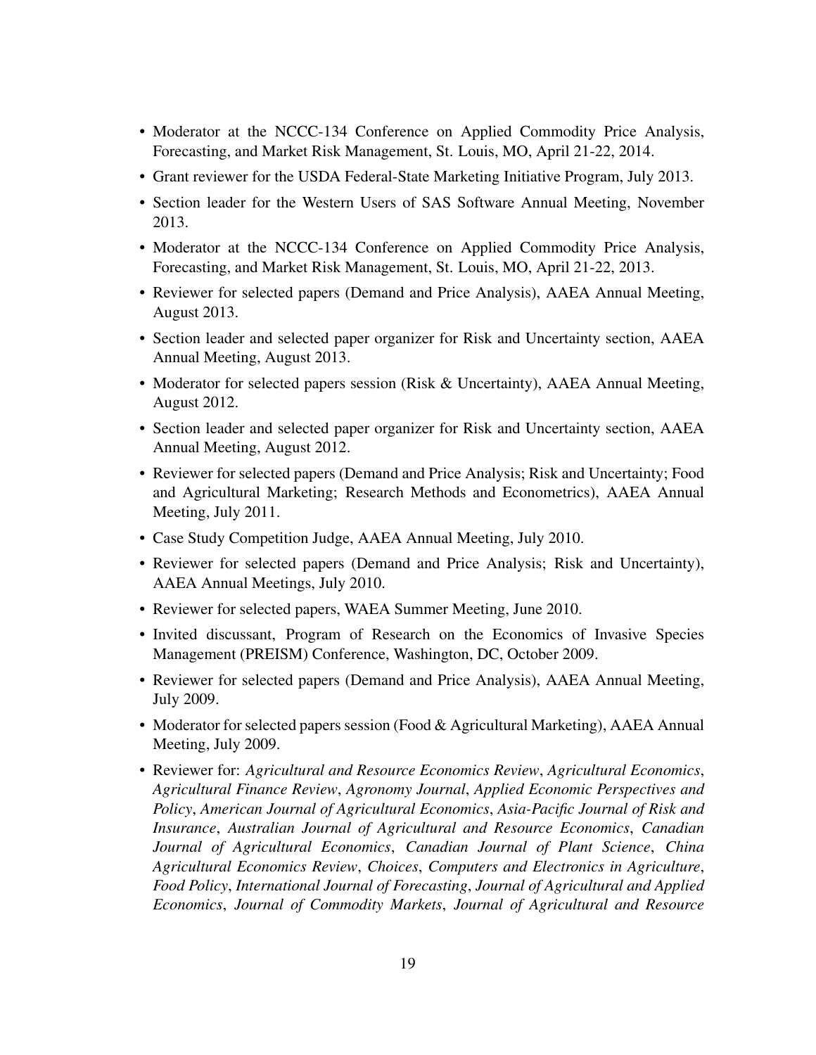- Moderator at the NCCC-134 Conference on Applied Commodity Price Analysis, Forecasting, and Market Risk Management, St. Louis, MO, April 21-22, 2014.
- Grant reviewer for the USDA Federal-State Marketing Initiative Program, July 2013.
- Section leader for the Western Users of SAS Software Annual Meeting, November 2013.
- Moderator at the NCCC-134 Conference on Applied Commodity Price Analysis, Forecasting, and Market Risk Management, St. Louis, MO, April 21-22, 2013.
- Reviewer for selected papers (Demand and Price Analysis), AAEA Annual Meeting, August 2013.
- Section leader and selected paper organizer for Risk and Uncertainty section, AAEA Annual Meeting, August 2013.
- Moderator for selected papers session (Risk & Uncertainty), AAEA Annual Meeting, August 2012.
- Section leader and selected paper organizer for Risk and Uncertainty section, AAEA Annual Meeting, August 2012.
- Reviewer for selected papers (Demand and Price Analysis; Risk and Uncertainty; Food and Agricultural Marketing; Research Methods and Econometrics), AAEA Annual Meeting, July 2011.
- Case Study Competition Judge, AAEA Annual Meeting, July 2010.
- Reviewer for selected papers (Demand and Price Analysis; Risk and Uncertainty), AAEA Annual Meetings, July 2010.
- Reviewer for selected papers, WAEA Summer Meeting, June 2010.
- Invited discussant, Program of Research on the Economics of Invasive Species Management (PREISM) Conference, Washington, DC, October 2009.
- Reviewer for selected papers (Demand and Price Analysis), AAEA Annual Meeting, July 2009.
- Moderator for selected papers session (Food & Agricultural Marketing), AAEA Annual Meeting, July 2009.
- Reviewer for: *Agricultural and Resource Economics Review*, *Agricultural Economics*, *Agricultural Finance Review*, *Agronomy Journal*, *Applied Economic Perspectives and Policy*, *American Journal of Agricultural Economics*, *Asia-Pacific Journal of Risk and Insurance*, *Australian Journal of Agricultural and Resource Economics*, *Canadian Journal of Agricultural Economics*, *Canadian Journal of Plant Science*, *China Agricultural Economics Review*, *Choices*, *Computers and Electronics in Agriculture*, *Food Policy*, *International Journal of Forecasting*, *Journal of Agricultural and Applied Economics*, *Journal of Commodity Markets*, *Journal of Agricultural and Resource*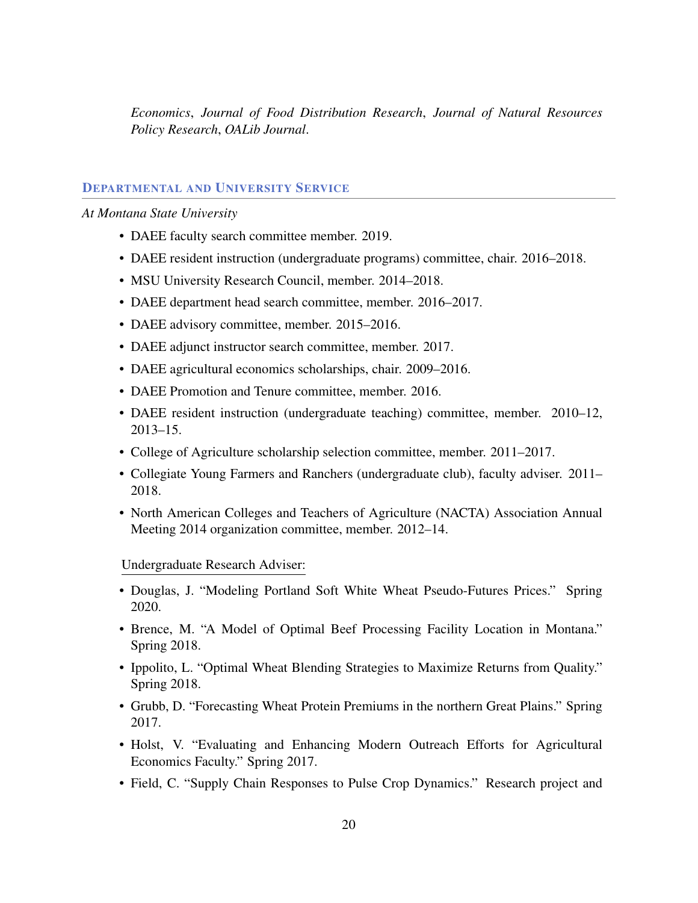*Economics*, *Journal of Food Distribution Research*, *Journal of Natural Resources Policy Research*, *OALib Journal*.

## Departmental and University Service

*At Montana State University*

- DAEE faculty search committee member. 2019.
- DAEE resident instruction (undergraduate programs) committee, chair. 2016–2018.
- MSU University Research Council, member. 2014–2018.
- DAEE department head search committee, member. 2016–2017.
- DAEE advisory committee, member. 2015–2016.
- DAEE adjunct instructor search committee, member. 2017.
- DAEE agricultural economics scholarships, chair. 2009–2016.
- DAEE Promotion and Tenure committee, member. 2016.
- DAEE resident instruction (undergraduate teaching) committee, member. 2010–12, 2013–15.
- College of Agriculture scholarship selection committee, member. 2011–2017.
- Collegiate Young Farmers and Ranchers (undergraduate club), faculty adviser. 2011–2018.
- North American Colleges and Teachers of Agriculture (NACTA) Association Annual Meeting 2014 organization committee, member. 2012–14.

Undergraduate Research Adviser:

- Douglas, J. "Modeling Portland Soft White Wheat Pseudo-Futures Prices." Spring 2020.
- Brence, M. "A Model of Optimal Beef Processing Facility Location in Montana." Spring 2018.
- Ippolito, L. "Optimal Wheat Blending Strategies to Maximize Returns from Quality." Spring 2018.
- Grubb, D. "Forecasting Wheat Protein Premiums in the northern Great Plains." Spring 2017.
- Holst, V. "Evaluating and Enhancing Modern Outreach Efforts for Agricultural Economics Faculty." Spring 2017.
- Field, C. "Supply Chain Responses to Pulse Crop Dynamics." Research project and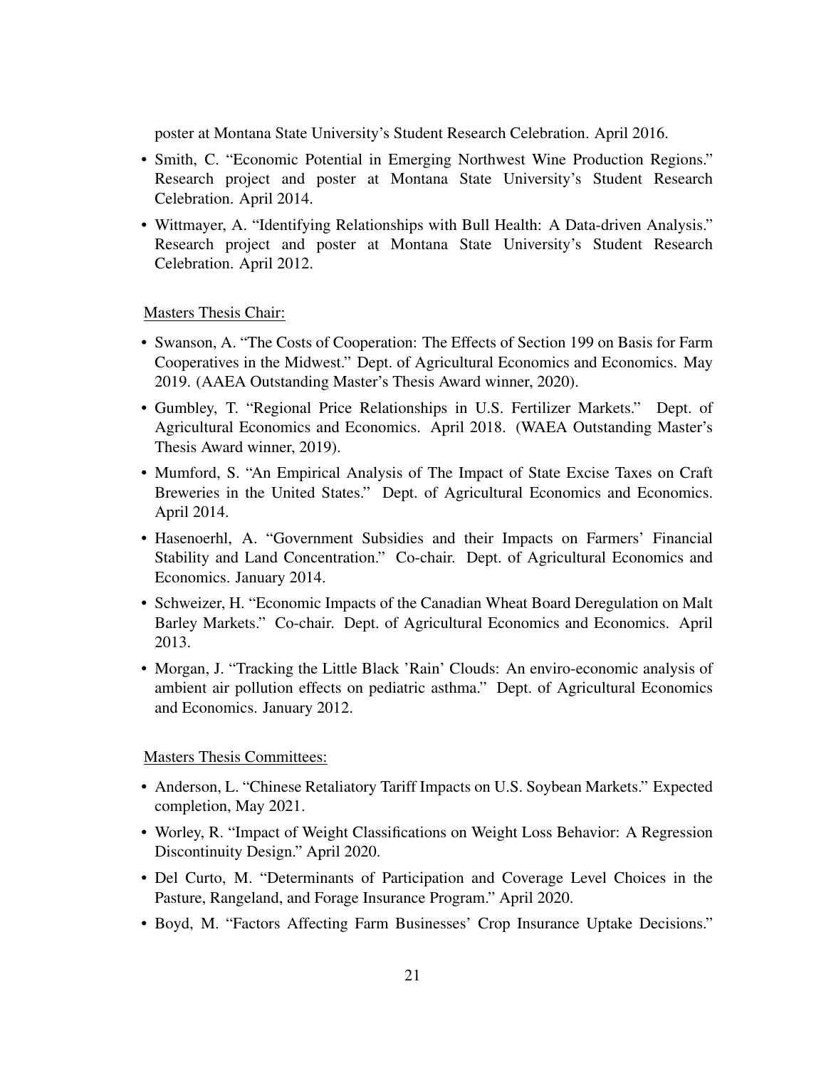poster at Montana State University's Student Research Celebration. April 2016.

- Smith, C. "Economic Potential in Emerging Northwest Wine Production Regions." Research project and poster at Montana State University's Student Research Celebration. April 2014.
- Wittmayer, A. "Identifying Relationships with Bull Health: A Data-driven Analysis." Research project and poster at Montana State University's Student Research Celebration. April 2012.

Masters Thesis Chair:

- Swanson, A. "The Costs of Cooperation: The Effects of Section 199 on Basis for Farm Cooperatives in the Midwest." Dept. of Agricultural Economics and Economics. May 2019. (AAEA Outstanding Master's Thesis Award winner, 2020).
- Gumbley, T. "Regional Price Relationships in U.S. Fertilizer Markets." Dept. of Agricultural Economics and Economics. April 2018. (WAEA Outstanding Master's Thesis Award winner, 2019).
- Mumford, S. "An Empirical Analysis of The Impact of State Excise Taxes on Craft Breweries in the United States." Dept. of Agricultural Economics and Economics. April 2014.
- Hasenoerhl, A. "Government Subsidies and their Impacts on Farmers' Financial Stability and Land Concentration." Co-chair. Dept. of Agricultural Economics and Economics. January 2014.
- Schweizer, H. "Economic Impacts of the Canadian Wheat Board Deregulation on Malt Barley Markets." Co-chair. Dept. of Agricultural Economics and Economics. April 2013.
- Morgan, J. "Tracking the Little Black 'Rain' Clouds: An enviro-economic analysis of ambient air pollution effects on pediatric asthma." Dept. of Agricultural Economics and Economics. January 2012.

Masters Thesis Committees:

- Anderson, L. "Chinese Retaliatory Tariff Impacts on U.S. Soybean Markets." Expected completion, May 2021.
- Worley, R. "Impact of Weight Classifications on Weight Loss Behavior: A Regression Discontinuity Design." April 2020.
- Del Curto, M. "Determinants of Participation and Coverage Level Choices in the Pasture, Rangeland, and Forage Insurance Program." April 2020.
- Boyd, M. "Factors Affecting Farm Businesses' Crop Insurance Uptake Decisions."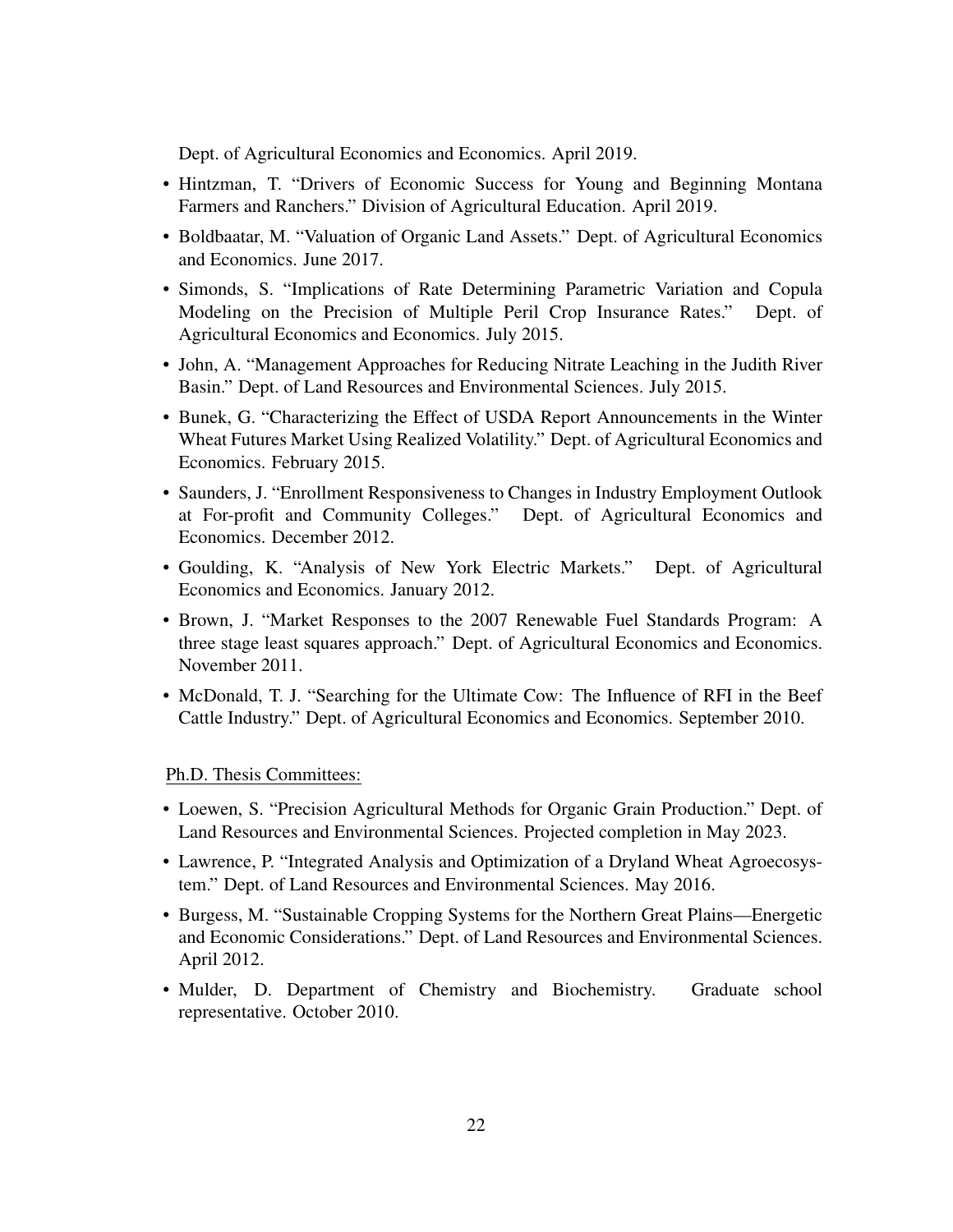Dept. of Agricultural Economics and Economics. April 2019.

- Hintzman, T. "Drivers of Economic Success for Young and Beginning Montana Farmers and Ranchers." Division of Agricultural Education. April 2019.
- Boldbaatar, M. "Valuation of Organic Land Assets." Dept. of Agricultural Economics and Economics. June 2017.
- Simonds, S. "Implications of Rate Determining Parametric Variation and Copula Modeling on the Precision of Multiple Peril Crop Insurance Rates." Dept. of Agricultural Economics and Economics. July 2015.
- John, A. "Management Approaches for Reducing Nitrate Leaching in the Judith River Basin." Dept. of Land Resources and Environmental Sciences. July 2015.
- Bunek, G. "Characterizing the Effect of USDA Report Announcements in the Winter Wheat Futures Market Using Realized Volatility." Dept. of Agricultural Economics and Economics. February 2015.
- Saunders, J. "Enrollment Responsiveness to Changes in Industry Employment Outlook at For-profit and Community Colleges." Dept. of Agricultural Economics and Economics. December 2012.
- Goulding, K. "Analysis of New York Electric Markets." Dept. of Agricultural Economics and Economics. January 2012.
- Brown, J. "Market Responses to the 2007 Renewable Fuel Standards Program: A three stage least squares approach." Dept. of Agricultural Economics and Economics. November 2011.
- McDonald, T. J. "Searching for the Ultimate Cow: The Influence of RFI in the Beef Cattle Industry." Dept. of Agricultural Economics and Economics. September 2010.

Ph.D. Thesis Committees:

- Loewen, S. "Precision Agricultural Methods for Organic Grain Production." Dept. of Land Resources and Environmental Sciences. Projected completion in May 2023.
- Lawrence, P. "Integrated Analysis and Optimization of a Dryland Wheat Agroecosystem." Dept. of Land Resources and Environmental Sciences. May 2016.
- Burgess, M. "Sustainable Cropping Systems for the Northern Great Plains—Energetic and Economic Considerations." Dept. of Land Resources and Environmental Sciences. April 2012.
- Mulder, D. Department of Chemistry and Biochemistry. Graduate school representative. October 2010.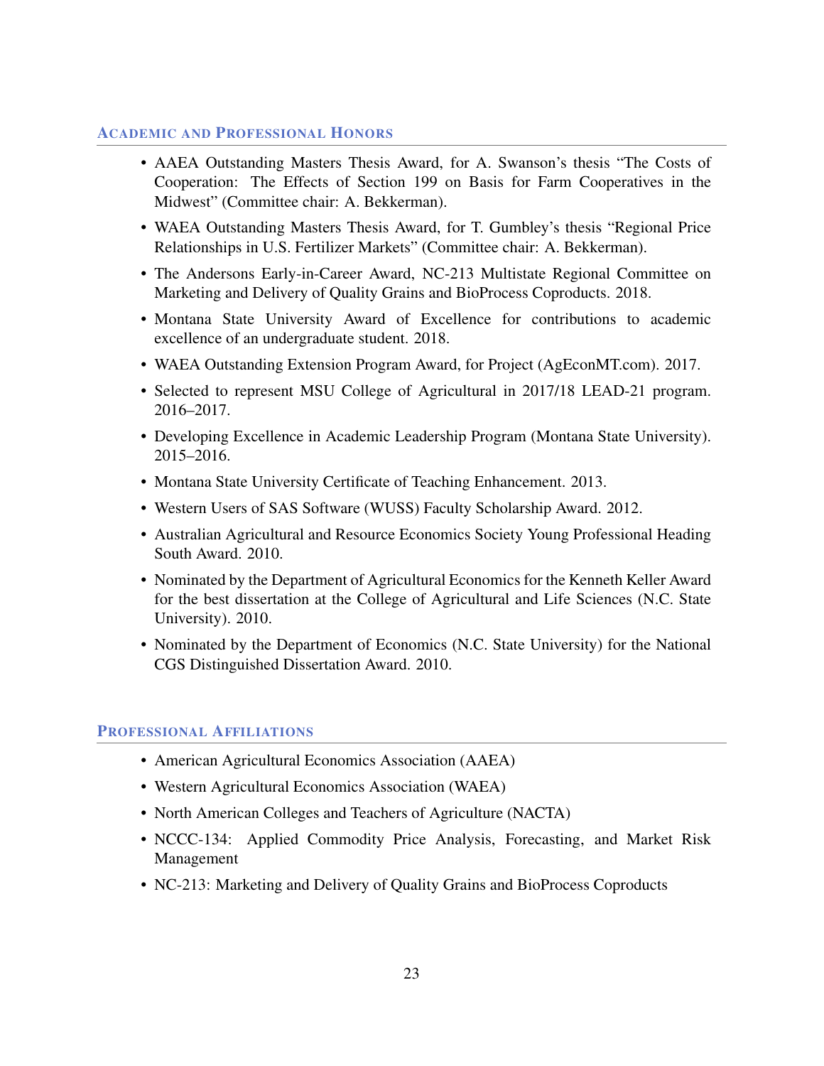## Academic and Professional Honors

- AAEA Outstanding Masters Thesis Award, for A. Swanson's thesis "The Costs of Cooperation: The Effects of Section 199 on Basis for Farm Cooperatives in the Midwest" (Committee chair: A. Bekkerman).
- WAEA Outstanding Masters Thesis Award, for T. Gumbley's thesis "Regional Price Relationships in U.S. Fertilizer Markets" (Committee chair: A. Bekkerman).
- The Andersons Early-in-Career Award, NC-213 Multistate Regional Committee on Marketing and Delivery of Quality Grains and BioProcess Coproducts. 2018.
- Montana State University Award of Excellence for contributions to academic excellence of an undergraduate student. 2018.
- WAEA Outstanding Extension Program Award, for Project (AgEconMT.com). 2017.
- Selected to represent MSU College of Agricultural in 2017/18 LEAD-21 program. 2016–2017.
- Developing Excellence in Academic Leadership Program (Montana State University). 2015–2016.
- Montana State University Certificate of Teaching Enhancement. 2013.
- Western Users of SAS Software (WUSS) Faculty Scholarship Award. 2012.
- Australian Agricultural and Resource Economics Society Young Professional Heading South Award. 2010.
- Nominated by the Department of Agricultural Economics for the Kenneth Keller Award for the best dissertation at the College of Agricultural and Life Sciences (N.C. State University). 2010.
- Nominated by the Department of Economics (N.C. State University) for the National CGS Distinguished Dissertation Award. 2010.

## Professional Affiliations

- American Agricultural Economics Association (AAEA)
- Western Agricultural Economics Association (WAEA)
- North American Colleges and Teachers of Agriculture (NACTA)
- NCCC-134: Applied Commodity Price Analysis, Forecasting, and Market Risk Management
- NC-213: Marketing and Delivery of Quality Grains and BioProcess Coproducts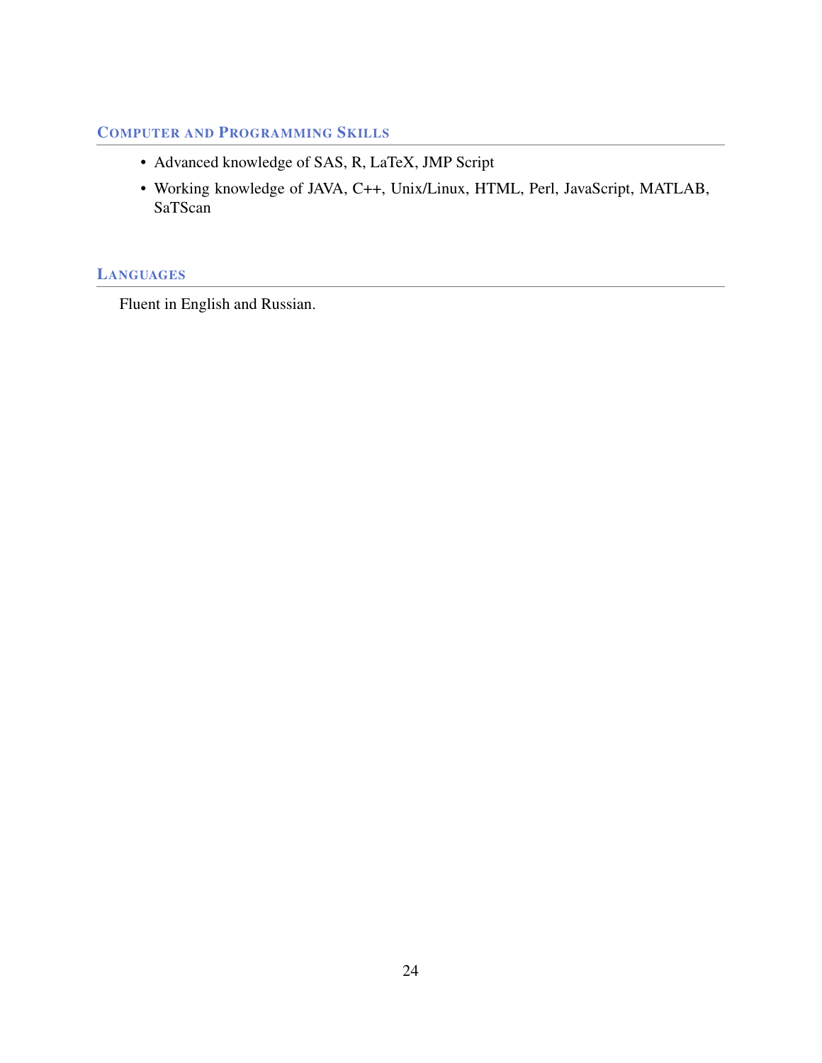## Computer and Programming Skills

- Advanced knowledge of SAS, R, LaTeX, JMP Script
- Working knowledge of JAVA, C++, Unix/Linux, HTML, Perl, JavaScript, MATLAB, SaTScan

## Languages

Fluent in English and Russian.